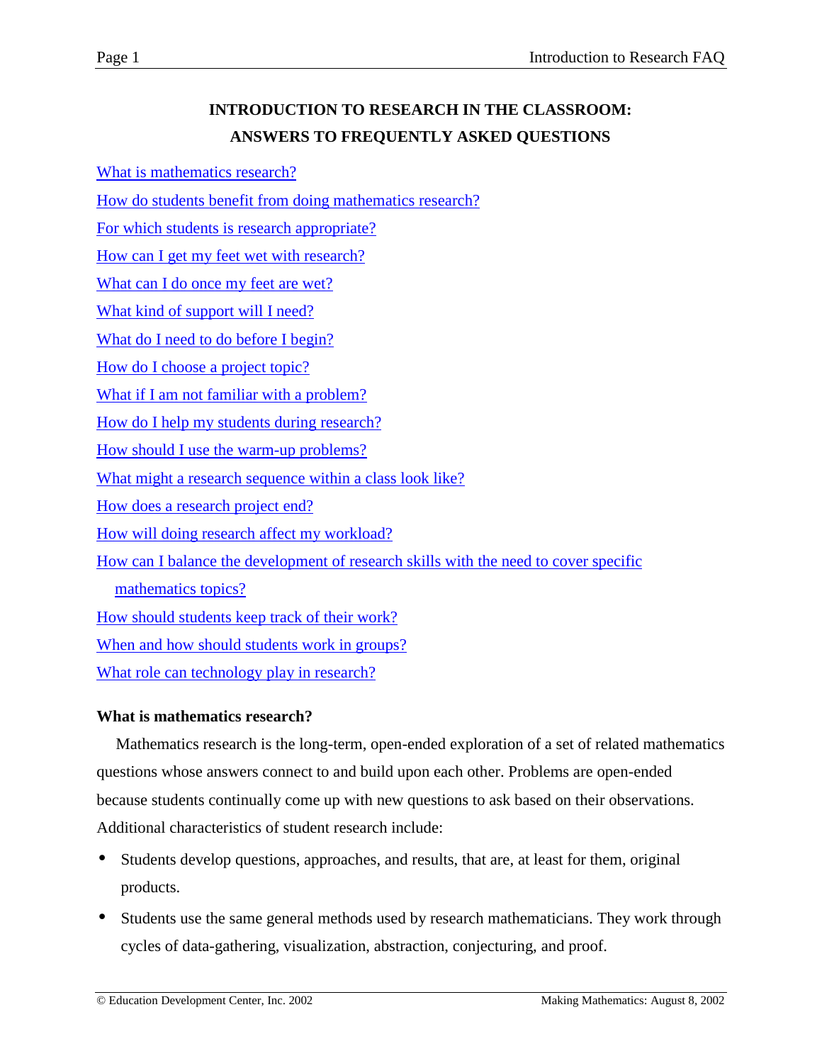# INTRODUCTION TO RESEARCH IN THE CLASSROOM: ANSWERS TO FREQUENTLY ASKED QUESTIONS

- What is mathematics research?
- How do students benefit from doing mathematics research?
- For which students is research appropriate?
- How can I get my feet wet with research?
- What can I do once my feet are wet?
- What kind of support will I need?
- What do I need to do before I begin?
- How do I choose a project topic?
- What if I am not familiar with a problem?
- How do I help my students during research?
- How should I use the warm-up problems?
- What might a research sequence within a class look like?
- How does a research project end?
- How will doing research affect my workload?
- How can I balance the development of research skills with the need to cover specific mathematics topics?
- How should students keep track of their work?
- When and how should students work in groups?
- What role can technology play in research?

**What is mathematics research?**

Mathematics research is the long-term, open-ended exploration of a set of related mathematics questions whose answers connect to and build upon each other. Problems are open-ended because students continually come up with new questions to ask based on their observations. Additional characteristics of student research include:

- Students develop questions, approaches, and results, that are, at least for them, original products.
- Students use the same general methods used by research mathematicians. They work through cycles of data-gathering, visualization, abstraction, conjecturing, and proof.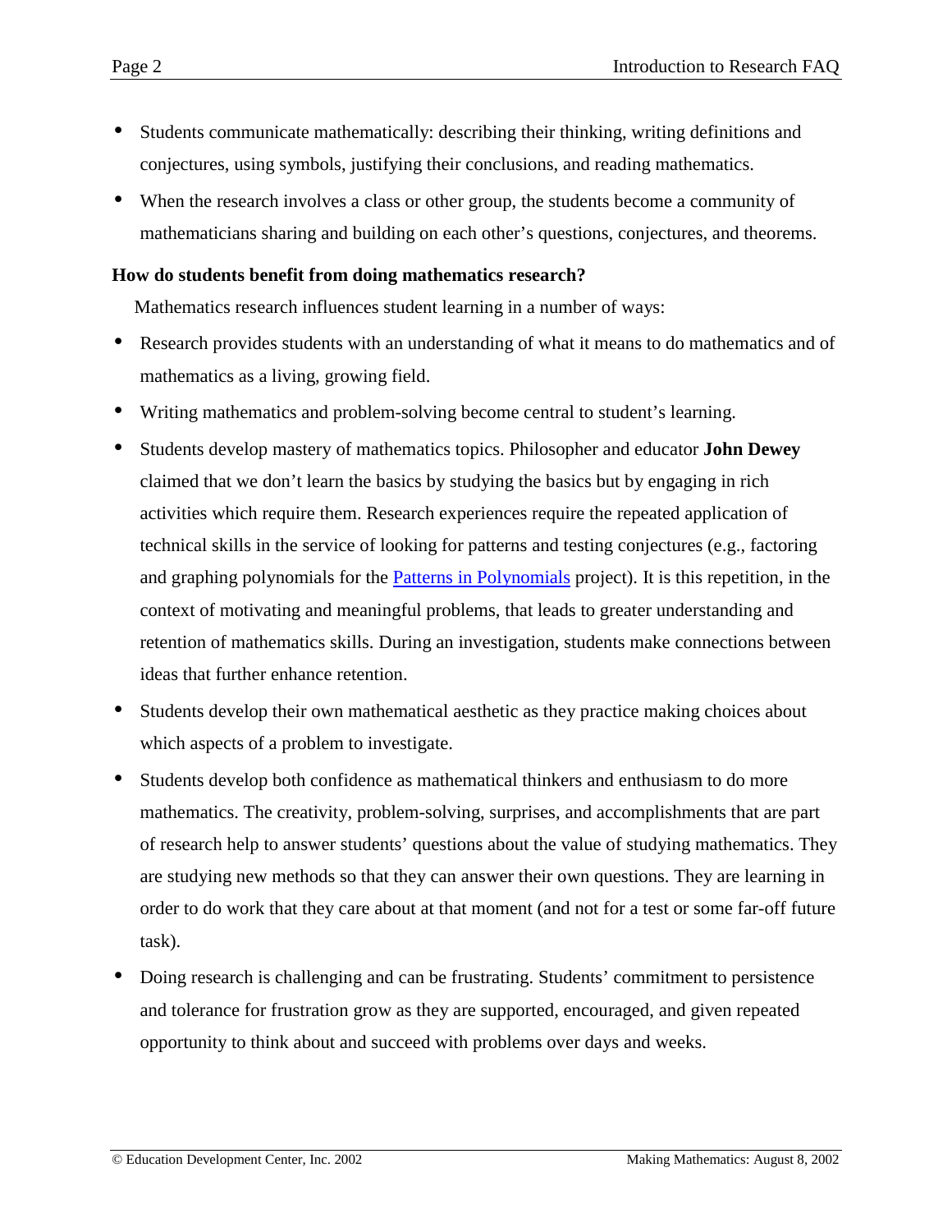- Students communicate mathematically: describing their thinking, writing definitions and conjectures, using symbols, justifying their conclusions, and reading mathematics.
- When the research involves a class or other group, the students become a community of mathematicians sharing and building on each other's questions, conjectures, and theorems.

**How do students benefit from doing mathematics research?**

Mathematics research influences student learning in a number of ways:

- Research provides students with an understanding of what it means to do mathematics and of mathematics as a living, growing field.
- Writing mathematics and problem-solving become central to student's learning.
- Students develop mastery of mathematics topics. Philosopher and educator **John Dewey** claimed that we don't learn the basics by studying the basics but by engaging in rich activities which require them. Research experiences require the repeated application of technical skills in the service of looking for patterns and testing conjectures (e.g., factoring and graphing polynomials for the Patterns in Polynomials project). It is this repetition, in the context of motivating and meaningful problems, that leads to greater understanding and retention of mathematics skills. During an investigation, students make connections between ideas that further enhance retention.
- Students develop their own mathematical aesthetic as they practice making choices about which aspects of a problem to investigate.
- Students develop both confidence as mathematical thinkers and enthusiasm to do more mathematics. The creativity, problem-solving, surprises, and accomplishments that are part of research help to answer students' questions about the value of studying mathematics. They are studying new methods so that they can answer their own questions. They are learning in order to do work that they care about at that moment (and not for a test or some far-off future task).
- Doing research is challenging and can be frustrating. Students' commitment to persistence and tolerance for frustration grow as they are supported, encouraged, and given repeated opportunity to think about and succeed with problems over days and weeks.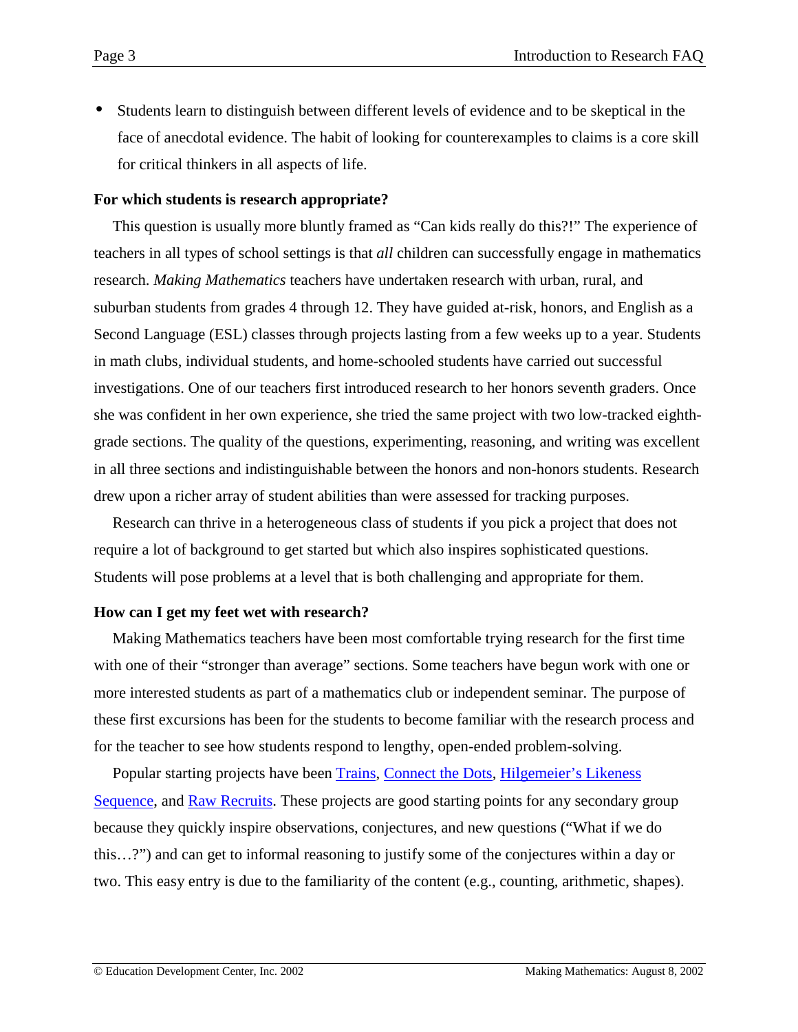- Students learn to distinguish between different levels of evidence and to be skeptical in the face of anecdotal evidence. The habit of looking for counterexamples to claims is a core skill for critical thinkers in all aspects of life.

**For which students is research appropriate?**

This question is usually more bluntly framed as "Can kids really do this?!" The experience of teachers in all types of school settings is that *all* children can successfully engage in mathematics research. *Making Mathematics* teachers have undertaken research with urban, rural, and suburban students from grades 4 through 12. They have guided at-risk, honors, and English as a Second Language (ESL) classes through projects lasting from a few weeks up to a year. Students in math clubs, individual students, and home-schooled students have carried out successful investigations. One of our teachers first introduced research to her honors seventh graders. Once she was confident in her own experience, she tried the same project with two low-tracked eighth-grade sections. The quality of the questions, experimenting, reasoning, and writing was excellent in all three sections and indistinguishable between the honors and non-honors students. Research drew upon a richer array of student abilities than were assessed for tracking purposes.

Research can thrive in a heterogeneous class of students if you pick a project that does not require a lot of background to get started but which also inspires sophisticated questions. Students will pose problems at a level that is both challenging and appropriate for them.

**How can I get my feet wet with research?**

Making Mathematics teachers have been most comfortable trying research for the first time with one of their "stronger than average" sections. Some teachers have begun work with one or more interested students as part of a mathematics club or independent seminar. The purpose of these first excursions has been for the students to become familiar with the research process and for the teacher to see how students respond to lengthy, open-ended problem-solving.

Popular starting projects have been Trains, Connect the Dots, Hilgemeier's Likeness Sequence, and Raw Recruits. These projects are good starting points for any secondary group because they quickly inspire observations, conjectures, and new questions ("What if we do this…?") and can get to informal reasoning to justify some of the conjectures within a day or two. This easy entry is due to the familiarity of the content (e.g., counting, arithmetic, shapes).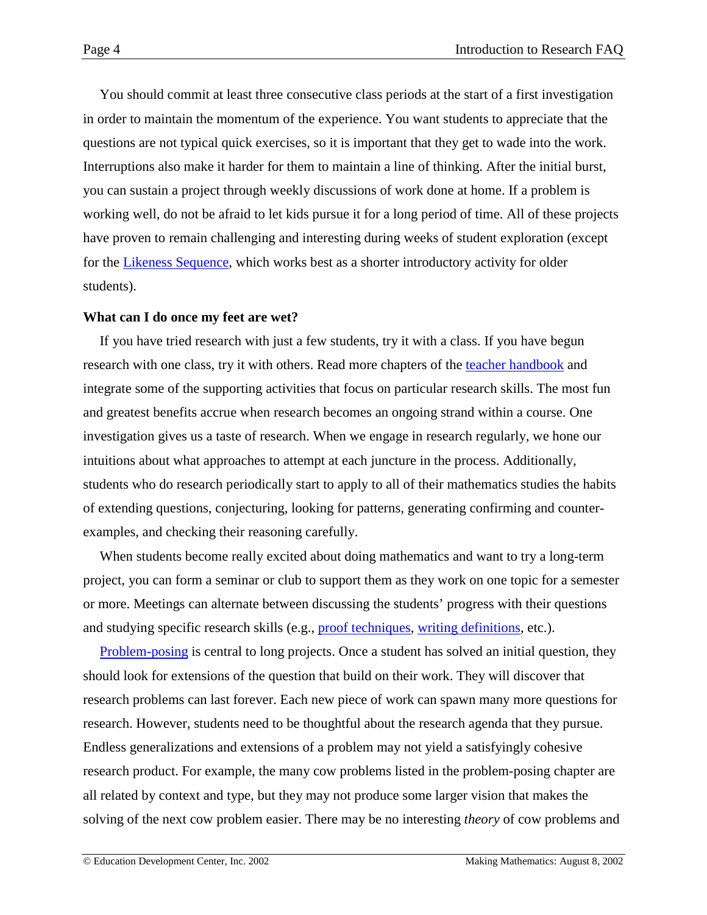You should commit at least three consecutive class periods at the start of a first investigation in order to maintain the momentum of the experience. You want students to appreciate that the questions are not typical quick exercises, so it is important that they get to wade into the work. Interruptions also make it harder for them to maintain a line of thinking. After the initial burst, you can sustain a project through weekly discussions of work done at home. If a problem is working well, do not be afraid to let kids pursue it for a long period of time. All of these projects have proven to remain challenging and interesting during weeks of student exploration (except for the Likeness Sequence, which works best as a shorter introductory activity for older students).

**What can I do once my feet are wet?**

If you have tried research with just a few students, try it with a class. If you have begun research with one class, try it with others. Read more chapters of the teacher handbook and integrate some of the supporting activities that focus on particular research skills. The most fun and greatest benefits accrue when research becomes an ongoing strand within a course. One investigation gives us a taste of research. When we engage in research regularly, we hone our intuitions about what approaches to attempt at each juncture in the process. Additionally, students who do research periodically start to apply to all of their mathematics studies the habits of extending questions, conjecturing, looking for patterns, generating confirming and counter-examples, and checking their reasoning carefully.

When students become really excited about doing mathematics and want to try a long-term project, you can form a seminar or club to support them as they work on one topic for a semester or more. Meetings can alternate between discussing the students' progress with their questions and studying specific research skills (e.g., proof techniques, writing definitions, etc.).

Problem-posing is central to long projects. Once a student has solved an initial question, they should look for extensions of the question that build on their work. They will discover that research problems can last forever. Each new piece of work can spawn many more questions for research. However, students need to be thoughtful about the research agenda that they pursue. Endless generalizations and extensions of a problem may not yield a satisfyingly cohesive research product. For example, the many cow problems listed in the problem-posing chapter are all related by context and type, but they may not produce some larger vision that makes the solving of the next cow problem easier. There may be no interesting *theory* of cow problems and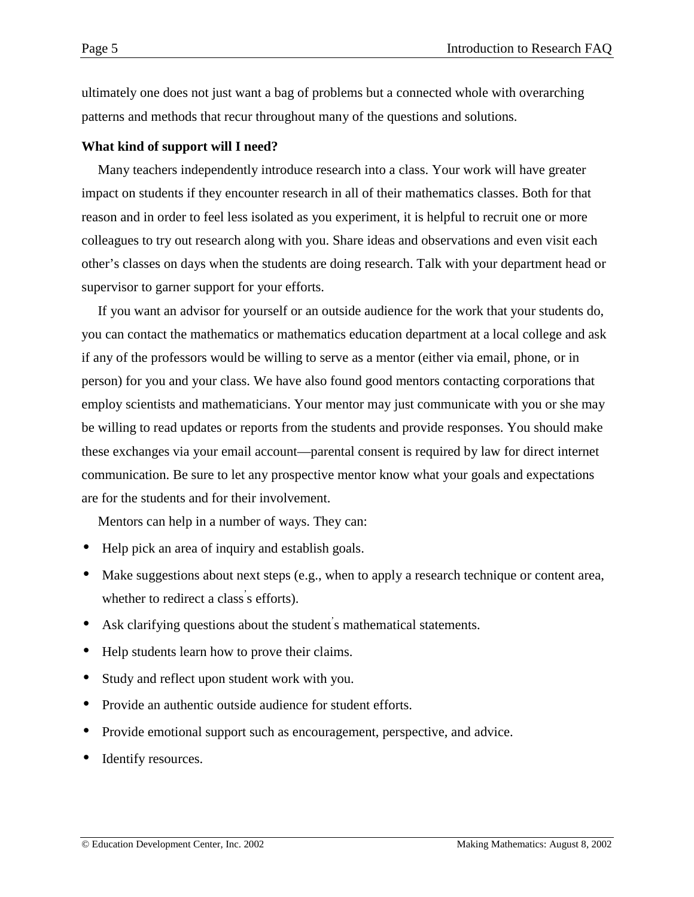ultimately one does not just want a bag of problems but a connected whole with overarching patterns and methods that recur throughout many of the questions and solutions.

**What kind of support will I need?**

Many teachers independently introduce research into a class. Your work will have greater impact on students if they encounter research in all of their mathematics classes. Both for that reason and in order to feel less isolated as you experiment, it is helpful to recruit one or more colleagues to try out research along with you. Share ideas and observations and even visit each other's classes on days when the students are doing research. Talk with your department head or supervisor to garner support for your efforts.

If you want an advisor for yourself or an outside audience for the work that your students do, you can contact the mathematics or mathematics education department at a local college and ask if any of the professors would be willing to serve as a mentor (either via email, phone, or in person) for you and your class. We have also found good mentors contacting corporations that employ scientists and mathematicians. Your mentor may just communicate with you or she may be willing to read updates or reports from the students and provide responses. You should make these exchanges via your email account—parental consent is required by law for direct internet communication. Be sure to let any prospective mentor know what your goals and expectations are for the students and for their involvement.

Mentors can help in a number of ways. They can:

- Help pick an area of inquiry and establish goals.
- Make suggestions about next steps (e.g., when to apply a research technique or content area, whether to redirect a class's efforts).
- Ask clarifying questions about the student's mathematical statements.
- Help students learn how to prove their claims.
- Study and reflect upon student work with you.
- Provide an authentic outside audience for student efforts.
- Provide emotional support such as encouragement, perspective, and advice.
- Identify resources.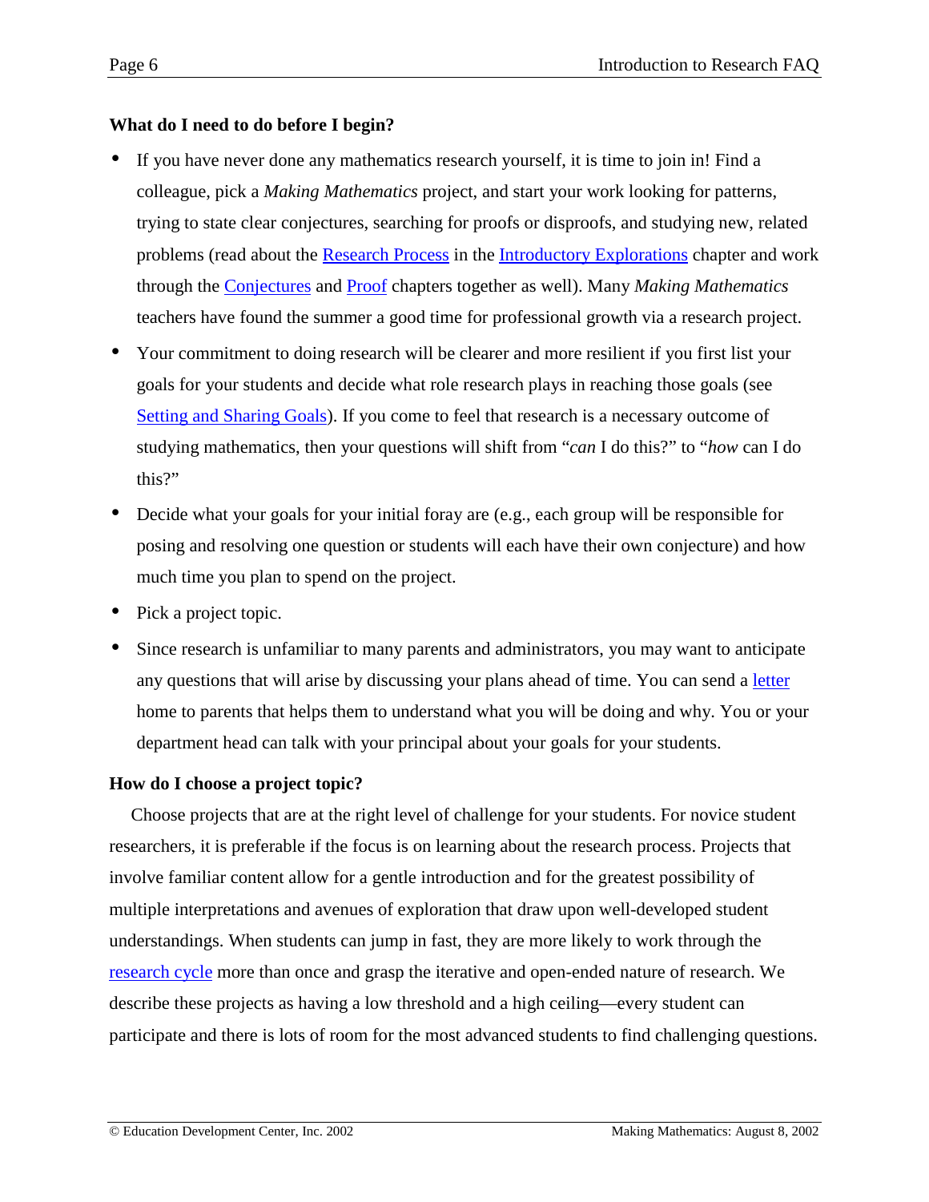### What do I need to do before I begin?

- If you have never done any mathematics research yourself, it is time to join in! Find a colleague, pick a *Making Mathematics* project, and start your work looking for patterns, trying to state clear conjectures, searching for proofs or disproofs, and studying new, related problems (read about the Research Process in the Introductory Explorations chapter and work through the Conjectures and Proof chapters together as well). Many *Making Mathematics* teachers have found the summer a good time for professional growth via a research project.
- Your commitment to doing research will be clearer and more resilient if you first list your goals for your students and decide what role research plays in reaching those goals (see Setting and Sharing Goals). If you come to feel that research is a necessary outcome of studying mathematics, then your questions will shift from "*can* I do this?" to "*how* can I do this?"
- Decide what your goals for your initial foray are (e.g., each group will be responsible for posing and resolving one question or students will each have their own conjecture) and how much time you plan to spend on the project.
- Pick a project topic.
- Since research is unfamiliar to many parents and administrators, you may want to anticipate any questions that will arise by discussing your plans ahead of time. You can send a letter home to parents that helps them to understand what you will be doing and why. You or your department head can talk with your principal about your goals for your students.

### How do I choose a project topic?

Choose projects that are at the right level of challenge for your students. For novice student researchers, it is preferable if the focus is on learning about the research process. Projects that involve familiar content allow for a gentle introduction and for the greatest possibility of multiple interpretations and avenues of exploration that draw upon well-developed student understandings. When students can jump in fast, they are more likely to work through the research cycle more than once and grasp the iterative and open-ended nature of research. We describe these projects as having a low threshold and a high ceiling—every student can participate and there is lots of room for the most advanced students to find challenging questions.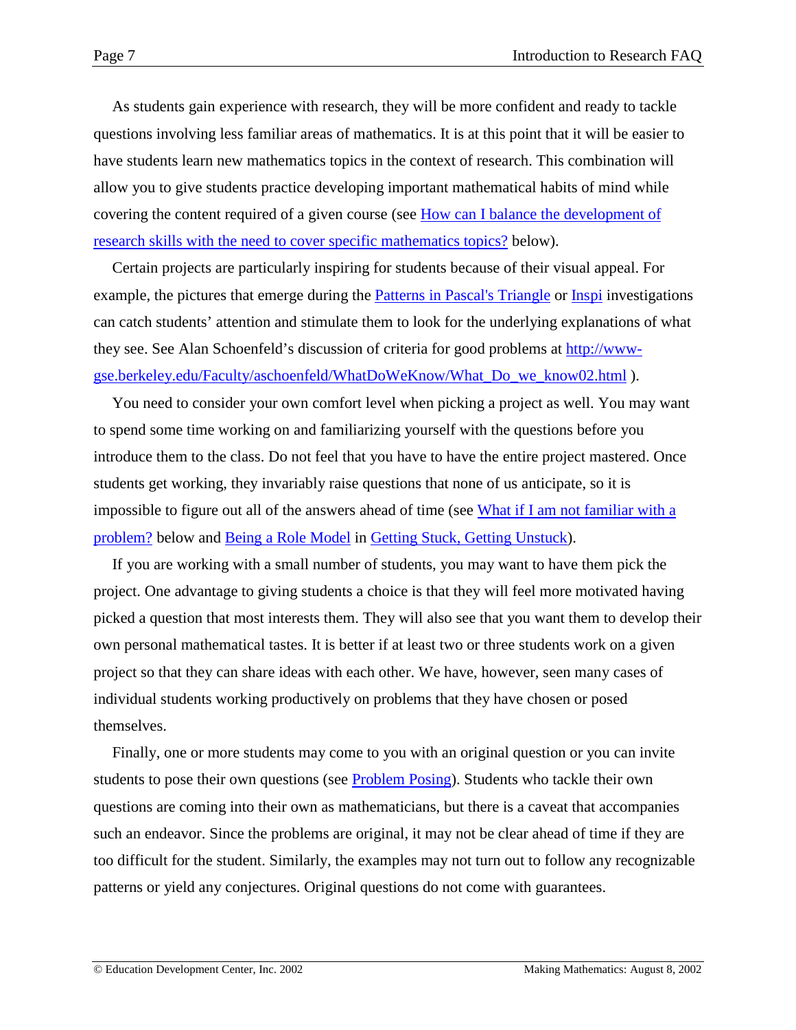As students gain experience with research, they will be more confident and ready to tackle questions involving less familiar areas of mathematics. It is at this point that it will be easier to have students learn new mathematics topics in the context of research. This combination will allow you to give students practice developing important mathematical habits of mind while covering the content required of a given course (see [How can I balance the development of research skills with the need to cover specific mathematics topics?]() below).

Certain projects are particularly inspiring for students because of their visual appeal. For example, the pictures that emerge during the [Patterns in Pascal's Triangle]() or [Inspi]() investigations can catch students' attention and stimulate them to look for the underlying explanations of what they see. See Alan Schoenfeld's discussion of criteria for good problems at [http://www-gse.berkeley.edu/Faculty/aschoenfeld/WhatDoWeKnow/What_Do_we_know02.html](http://www-gse.berkeley.edu/Faculty/aschoenfeld/WhatDoWeKnow/What_Do_we_know02.html) ).

You need to consider your own comfort level when picking a project as well. You may want to spend some time working on and familiarizing yourself with the questions before you introduce them to the class. Do not feel that you have to have the entire project mastered. Once students get working, they invariably raise questions that none of us anticipate, so it is impossible to figure out all of the answers ahead of time (see [What if I am not familiar with a problem?]() below and [Being a Role Model]() in [Getting Stuck, Getting Unstuck]()).

If you are working with a small number of students, you may want to have them pick the project. One advantage to giving students a choice is that they will feel more motivated having picked a question that most interests them. They will also see that you want them to develop their own personal mathematical tastes. It is better if at least two or three students work on a given project so that they can share ideas with each other. We have, however, seen many cases of individual students working productively on problems that they have chosen or posed themselves.

Finally, one or more students may come to you with an original question or you can invite students to pose their own questions (see [Problem Posing]()). Students who tackle their own questions are coming into their own as mathematicians, but there is a caveat that accompanies such an endeavor. Since the problems are original, it may not be clear ahead of time if they are too difficult for the student. Similarly, the examples may not turn out to follow any recognizable patterns or yield any conjectures. Original questions do not come with guarantees.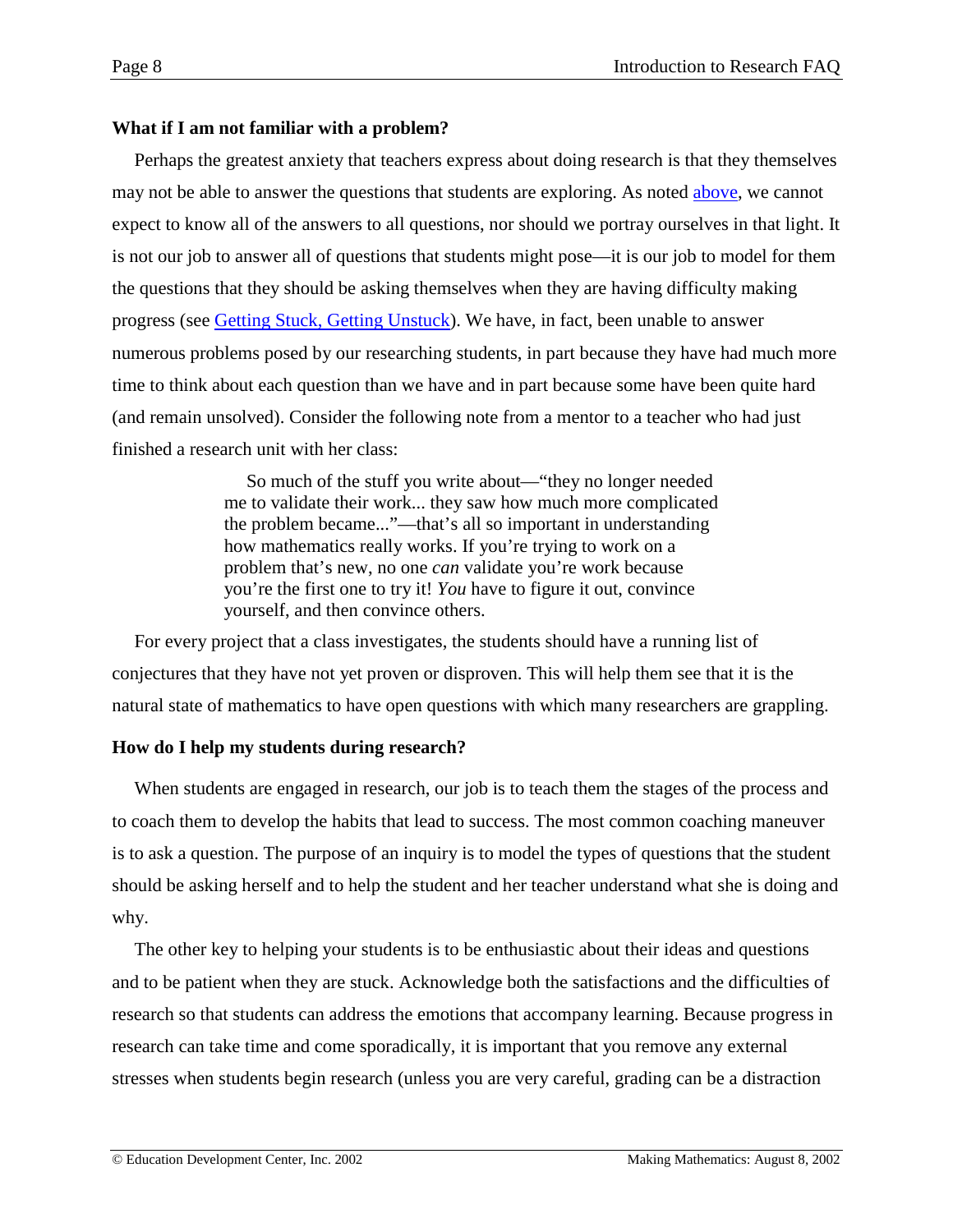### What if I am not familiar with a problem?

Perhaps the greatest anxiety that teachers express about doing research is that they themselves may not be able to answer the questions that students are exploring. As noted above, we cannot expect to know all of the answers to all questions, nor should we portray ourselves in that light. It is not our job to answer all of questions that students might pose—it is our job to model for them the questions that they should be asking themselves when they are having difficulty making progress (see Getting Stuck, Getting Unstuck). We have, in fact, been unable to answer numerous problems posed by our researching students, in part because they have had much more time to think about each question than we have and in part because some have been quite hard (and remain unsolved). Consider the following note from a mentor to a teacher who had just finished a research unit with her class:

> So much of the stuff you write about—"they no longer needed me to validate their work... they saw how much more complicated the problem became..."—that's all so important in understanding how mathematics really works. If you're trying to work on a problem that's new, no one *can* validate you're work because you're the first one to try it! *You* have to figure it out, convince yourself, and then convince others.

For every project that a class investigates, the students should have a running list of conjectures that they have not yet proven or disproven. This will help them see that it is the natural state of mathematics to have open questions with which many researchers are grappling.

### How do I help my students during research?

When students are engaged in research, our job is to teach them the stages of the process and to coach them to develop the habits that lead to success. The most common coaching maneuver is to ask a question. The purpose of an inquiry is to model the types of questions that the student should be asking herself and to help the student and her teacher understand what she is doing and why.

The other key to helping your students is to be enthusiastic about their ideas and questions and to be patient when they are stuck. Acknowledge both the satisfactions and the difficulties of research so that students can address the emotions that accompany learning. Because progress in research can take time and come sporadically, it is important that you remove any external stresses when students begin research (unless you are very careful, grading can be a distraction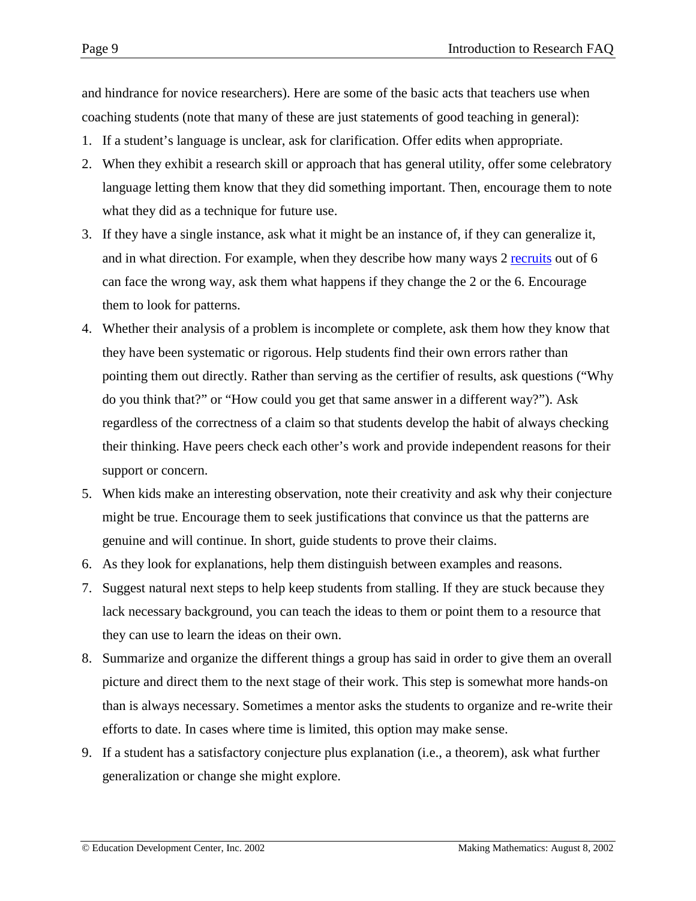and hindrance for novice researchers). Here are some of the basic acts that teachers use when coaching students (note that many of these are just statements of good teaching in general):

1. If a student's language is unclear, ask for clarification. Offer edits when appropriate.
2. When they exhibit a research skill or approach that has general utility, offer some celebratory language letting them know that they did something important. Then, encourage them to note what they did as a technique for future use.
3. If they have a single instance, ask what it might be an instance of, if they can generalize it, and in what direction. For example, when they describe how many ways 2 recruits out of 6 can face the wrong way, ask them what happens if they change the 2 or the 6. Encourage them to look for patterns.
4. Whether their analysis of a problem is incomplete or complete, ask them how they know that they have been systematic or rigorous. Help students find their own errors rather than pointing them out directly. Rather than serving as the certifier of results, ask questions ("Why do you think that?" or "How could you get that same answer in a different way?"). Ask regardless of the correctness of a claim so that students develop the habit of always checking their thinking. Have peers check each other's work and provide independent reasons for their support or concern.
5. When kids make an interesting observation, note their creativity and ask why their conjecture might be true. Encourage them to seek justifications that convince us that the patterns are genuine and will continue. In short, guide students to prove their claims.
6. As they look for explanations, help them distinguish between examples and reasons.
7. Suggest natural next steps to help keep students from stalling. If they are stuck because they lack necessary background, you can teach the ideas to them or point them to a resource that they can use to learn the ideas on their own.
8. Summarize and organize the different things a group has said in order to give them an overall picture and direct them to the next stage of their work. This step is somewhat more hands-on than is always necessary. Sometimes a mentor asks the students to organize and re-write their efforts to date. In cases where time is limited, this option may make sense.
9. If a student has a satisfactory conjecture plus explanation (i.e., a theorem), ask what further generalization or change she might explore.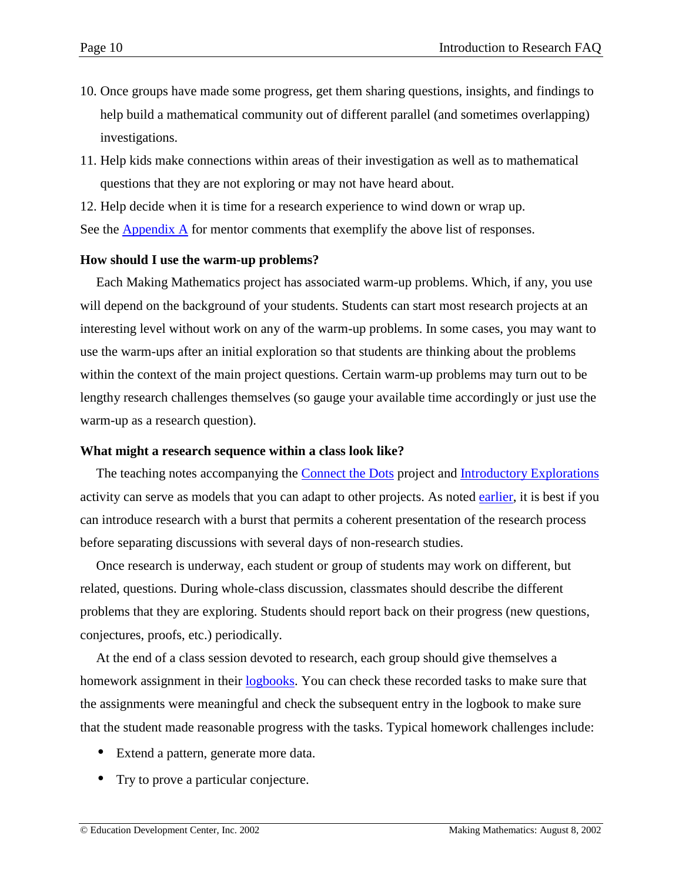10. Once groups have made some progress, get them sharing questions, insights, and findings to help build a mathematical community out of different parallel (and sometimes overlapping) investigations.
11. Help kids make connections within areas of their investigation as well as to mathematical questions that they are not exploring or may not have heard about.
12. Help decide when it is time for a research experience to wind down or wrap up.

See the Appendix A for mentor comments that exemplify the above list of responses.

### How should I use the warm-up problems?

Each Making Mathematics project has associated warm-up problems. Which, if any, you use will depend on the background of your students. Students can start most research projects at an interesting level without work on any of the warm-up problems. In some cases, you may want to use the warm-ups after an initial exploration so that students are thinking about the problems within the context of the main project questions. Certain warm-up problems may turn out to be lengthy research challenges themselves (so gauge your available time accordingly or just use the warm-up as a research question).

### What might a research sequence within a class look like?

The teaching notes accompanying the Connect the Dots project and Introductory Explorations activity can serve as models that you can adapt to other projects. As noted earlier, it is best if you can introduce research with a burst that permits a coherent presentation of the research process before separating discussions with several days of non-research studies.

Once research is underway, each student or group of students may work on different, but related, questions. During whole-class discussion, classmates should describe the different problems that they are exploring. Students should report back on their progress (new questions, conjectures, proofs, etc.) periodically.

At the end of a class session devoted to research, each group should give themselves a homework assignment in their logbooks. You can check these recorded tasks to make sure that the assignments were meaningful and check the subsequent entry in the logbook to make sure that the student made reasonable progress with the tasks. Typical homework challenges include:

- Extend a pattern, generate more data.
- Try to prove a particular conjecture.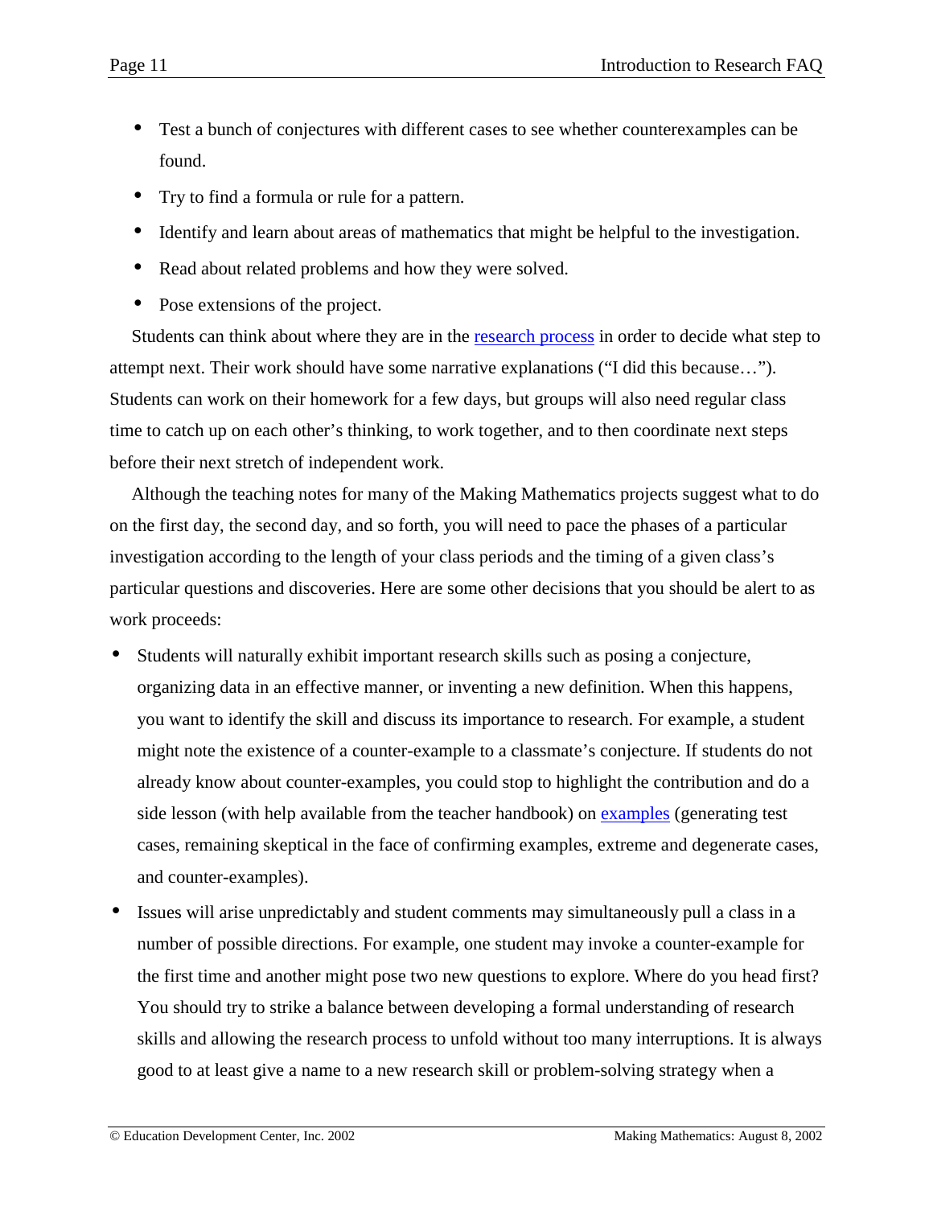- Test a bunch of conjectures with different cases to see whether counterexamples can be found.
- Try to find a formula or rule for a pattern.
- Identify and learn about areas of mathematics that might be helpful to the investigation.
- Read about related problems and how they were solved.
- Pose extensions of the project.

Students can think about where they are in the research process in order to decide what step to attempt next. Their work should have some narrative explanations ("I did this because…"). Students can work on their homework for a few days, but groups will also need regular class time to catch up on each other's thinking, to work together, and to then coordinate next steps before their next stretch of independent work.

Although the teaching notes for many of the Making Mathematics projects suggest what to do on the first day, the second day, and so forth, you will need to pace the phases of a particular investigation according to the length of your class periods and the timing of a given class's particular questions and discoveries. Here are some other decisions that you should be alert to as work proceeds:

- Students will naturally exhibit important research skills such as posing a conjecture, organizing data in an effective manner, or inventing a new definition. When this happens, you want to identify the skill and discuss its importance to research. For example, a student might note the existence of a counter-example to a classmate's conjecture. If students do not already know about counter-examples, you could stop to highlight the contribution and do a side lesson (with help available from the teacher handbook) on examples (generating test cases, remaining skeptical in the face of confirming examples, extreme and degenerate cases, and counter-examples).
- Issues will arise unpredictably and student comments may simultaneously pull a class in a number of possible directions. For example, one student may invoke a counter-example for the first time and another might pose two new questions to explore. Where do you head first? You should try to strike a balance between developing a formal understanding of research skills and allowing the research process to unfold without too many interruptions. It is always good to at least give a name to a new research skill or problem-solving strategy when a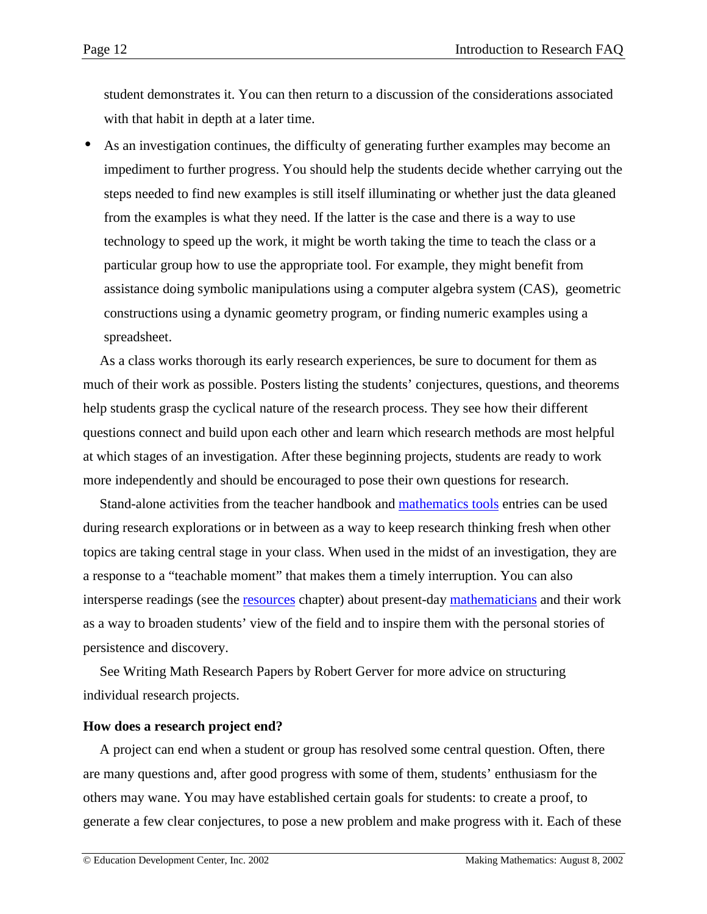student demonstrates it. You can then return to a discussion of the considerations associated with that habit in depth at a later time.

- As an investigation continues, the difficulty of generating further examples may become an impediment to further progress. You should help the students decide whether carrying out the steps needed to find new examples is still itself illuminating or whether just the data gleaned from the examples is what they need. If the latter is the case and there is a way to use technology to speed up the work, it might be worth taking the time to teach the class or a particular group how to use the appropriate tool. For example, they might benefit from assistance doing symbolic manipulations using a computer algebra system (CAS), geometric constructions using a dynamic geometry program, or finding numeric examples using a spreadsheet.

As a class works thorough its early research experiences, be sure to document for them as much of their work as possible. Posters listing the students' conjectures, questions, and theorems help students grasp the cyclical nature of the research process. They see how their different questions connect and build upon each other and learn which research methods are most helpful at which stages of an investigation. After these beginning projects, students are ready to work more independently and should be encouraged to pose their own questions for research.

Stand-alone activities from the teacher handbook and mathematics tools entries can be used during research explorations or in between as a way to keep research thinking fresh when other topics are taking central stage in your class. When used in the midst of an investigation, they are a response to a "teachable moment" that makes them a timely interruption. You can also intersperse readings (see the resources chapter) about present-day mathematicians and their work as a way to broaden students' view of the field and to inspire them with the personal stories of persistence and discovery.

See Writing Math Research Papers by Robert Gerver for more advice on structuring individual research projects.

**How does a research project end?**

A project can end when a student or group has resolved some central question. Often, there are many questions and, after good progress with some of them, students' enthusiasm for the others may wane. You may have established certain goals for students: to create a proof, to generate a few clear conjectures, to pose a new problem and make progress with it. Each of these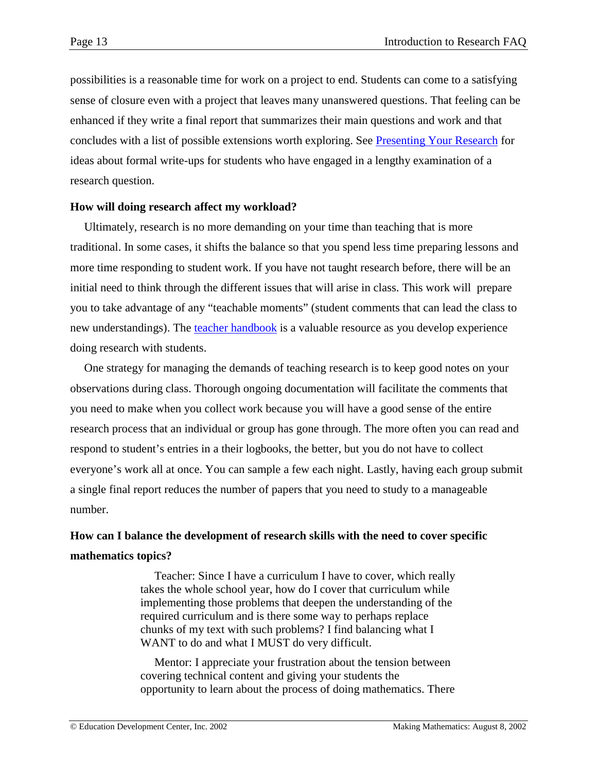possibilities is a reasonable time for work on a project to end. Students can come to a satisfying sense of closure even with a project that leaves many unanswered questions. That feeling can be enhanced if they write a final report that summarizes their main questions and work and that concludes with a list of possible extensions worth exploring. See [Presenting Your Research]() for ideas about formal write-ups for students who have engaged in a lengthy examination of a research question.

**How will doing research affect my workload?**

Ultimately, research is no more demanding on your time than teaching that is more traditional. In some cases, it shifts the balance so that you spend less time preparing lessons and more time responding to student work. If you have not taught research before, there will be an initial need to think through the different issues that will arise in class. This work will prepare you to take advantage of any "teachable moments" (student comments that can lead the class to new understandings). The [teacher handbook]() is a valuable resource as you develop experience doing research with students.

One strategy for managing the demands of teaching research is to keep good notes on your observations during class. Thorough ongoing documentation will facilitate the comments that you need to make when you collect work because you will have a good sense of the entire research process that an individual or group has gone through. The more often you can read and respond to student's entries in a their logbooks, the better, but you do not have to collect everyone's work all at once. You can sample a few each night. Lastly, having each group submit a single final report reduces the number of papers that you need to study to a manageable number.

**How can I balance the development of research skills with the need to cover specific mathematics topics?**

> Teacher: Since I have a curriculum I have to cover, which really takes the whole school year, how do I cover that curriculum while implementing those problems that deepen the understanding of the required curriculum and is there some way to perhaps replace chunks of my text with such problems? I find balancing what I WANT to do and what I MUST do very difficult.

> Mentor: I appreciate your frustration about the tension between covering technical content and giving your students the opportunity to learn about the process of doing mathematics. There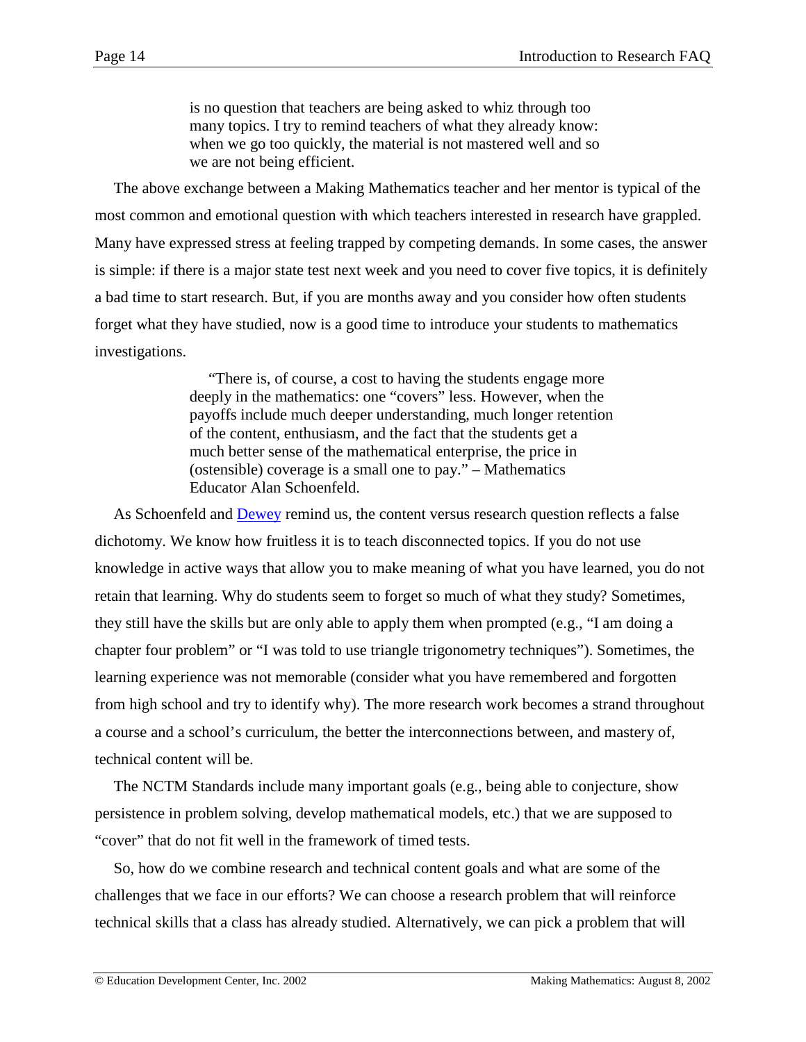> is no question that teachers are being asked to whiz through too many topics. I try to remind teachers of what they already know: when we go too quickly, the material is not mastered well and so we are not being efficient.

The above exchange between a Making Mathematics teacher and her mentor is typical of the most common and emotional question with which teachers interested in research have grappled. Many have expressed stress at feeling trapped by competing demands. In some cases, the answer is simple: if there is a major state test next week and you need to cover five topics, it is definitely a bad time to start research. But, if you are months away and you consider how often students forget what they have studied, now is a good time to introduce your students to mathematics investigations.

> "There is, of course, a cost to having the students engage more deeply in the mathematics: one "covers" less. However, when the payoffs include much deeper understanding, much longer retention of the content, enthusiasm, and the fact that the students get a much better sense of the mathematical enterprise, the price in (ostensible) coverage is a small one to pay." – Mathematics Educator Alan Schoenfeld.

As Schoenfeld and Dewey remind us, the content versus research question reflects a false dichotomy. We know how fruitless it is to teach disconnected topics. If you do not use knowledge in active ways that allow you to make meaning of what you have learned, you do not retain that learning. Why do students seem to forget so much of what they study? Sometimes, they still have the skills but are only able to apply them when prompted (e.g., "I am doing a chapter four problem" or "I was told to use triangle trigonometry techniques"). Sometimes, the learning experience was not memorable (consider what you have remembered and forgotten from high school and try to identify why). The more research work becomes a strand throughout a course and a school's curriculum, the better the interconnections between, and mastery of, technical content will be.

The NCTM Standards include many important goals (e.g., being able to conjecture, show persistence in problem solving, develop mathematical models, etc.) that we are supposed to "cover" that do not fit well in the framework of timed tests.

So, how do we combine research and technical content goals and what are some of the challenges that we face in our efforts? We can choose a research problem that will reinforce technical skills that a class has already studied. Alternatively, we can pick a problem that will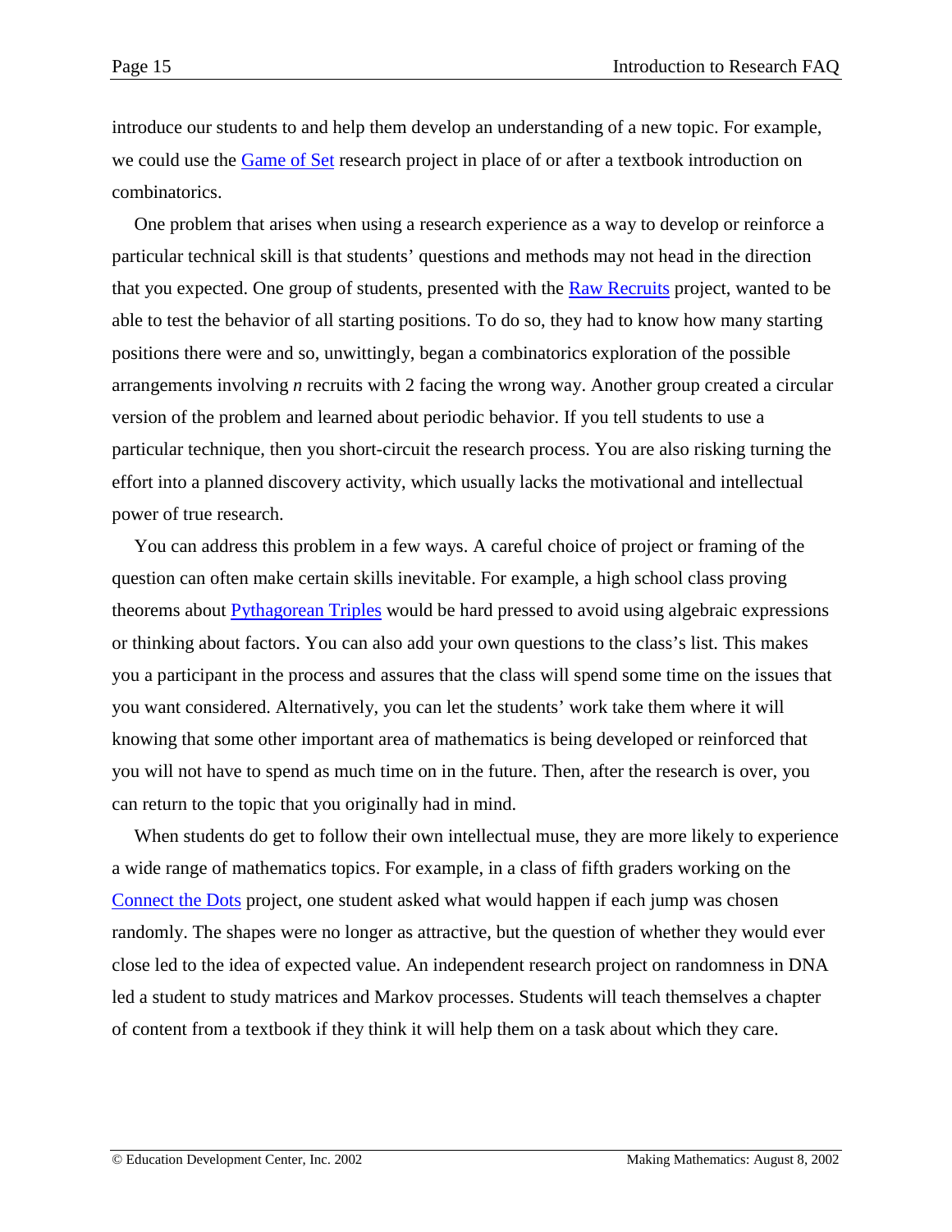introduce our students to and help them develop an understanding of a new topic. For example, we could use the Game of Set research project in place of or after a textbook introduction on combinatorics.

One problem that arises when using a research experience as a way to develop or reinforce a particular technical skill is that students' questions and methods may not head in the direction that you expected. One group of students, presented with the Raw Recruits project, wanted to be able to test the behavior of all starting positions. To do so, they had to know how many starting positions there were and so, unwittingly, began a combinatorics exploration of the possible arrangements involving $n$ recruits with 2 facing the wrong way. Another group created a circular version of the problem and learned about periodic behavior. If you tell students to use a particular technique, then you short-circuit the research process. You are also risking turning the effort into a planned discovery activity, which usually lacks the motivational and intellectual power of true research.

You can address this problem in a few ways. A careful choice of project or framing of the question can often make certain skills inevitable. For example, a high school class proving theorems about Pythagorean Triples would be hard pressed to avoid using algebraic expressions or thinking about factors. You can also add your own questions to the class's list. This makes you a participant in the process and assures that the class will spend some time on the issues that you want considered. Alternatively, you can let the students' work take them where it will knowing that some other important area of mathematics is being developed or reinforced that you will not have to spend as much time on in the future. Then, after the research is over, you can return to the topic that you originally had in mind.

When students do get to follow their own intellectual muse, they are more likely to experience a wide range of mathematics topics. For example, in a class of fifth graders working on the Connect the Dots project, one student asked what would happen if each jump was chosen randomly. The shapes were no longer as attractive, but the question of whether they would ever close led to the idea of expected value. An independent research project on randomness in DNA led a student to study matrices and Markov processes. Students will teach themselves a chapter of content from a textbook if they think it will help them on a task about which they care.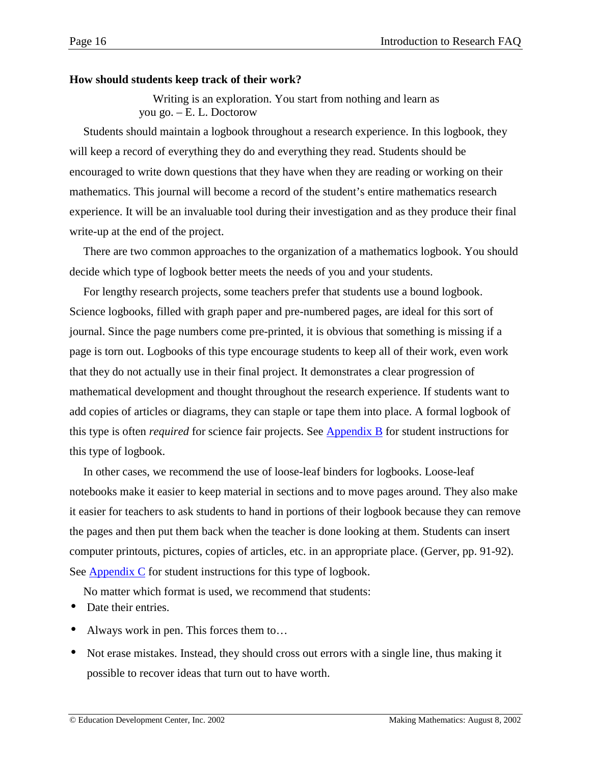**How should students keep track of their work?**

> Writing is an exploration. You start from nothing and learn as you go. – E. L. Doctorow

Students should maintain a logbook throughout a research experience. In this logbook, they will keep a record of everything they do and everything they read. Students should be encouraged to write down questions that they have when they are reading or working on their mathematics. This journal will become a record of the student's entire mathematics research experience. It will be an invaluable tool during their investigation and as they produce their final write-up at the end of the project.

There are two common approaches to the organization of a mathematics logbook. You should decide which type of logbook better meets the needs of you and your students.

For lengthy research projects, some teachers prefer that students use a bound logbook. Science logbooks, filled with graph paper and pre-numbered pages, are ideal for this sort of journal. Since the page numbers come pre-printed, it is obvious that something is missing if a page is torn out. Logbooks of this type encourage students to keep all of their work, even work that they do not actually use in their final project. It demonstrates a clear progression of mathematical development and thought throughout the research experience. If students want to add copies of articles or diagrams, they can staple or tape them into place. A formal logbook of this type is often *required* for science fair projects. See Appendix B for student instructions for this type of logbook.

In other cases, we recommend the use of loose-leaf binders for logbooks. Loose-leaf notebooks make it easier to keep material in sections and to move pages around. They also make it easier for teachers to ask students to hand in portions of their logbook because they can remove the pages and then put them back when the teacher is done looking at them. Students can insert computer printouts, pictures, copies of articles, etc. in an appropriate place. (Gerver, pp. 91-92). See Appendix C for student instructions for this type of logbook.

No matter which format is used, we recommend that students:

- Date their entries.
- Always work in pen. This forces them to…
- Not erase mistakes. Instead, they should cross out errors with a single line, thus making it possible to recover ideas that turn out to have worth.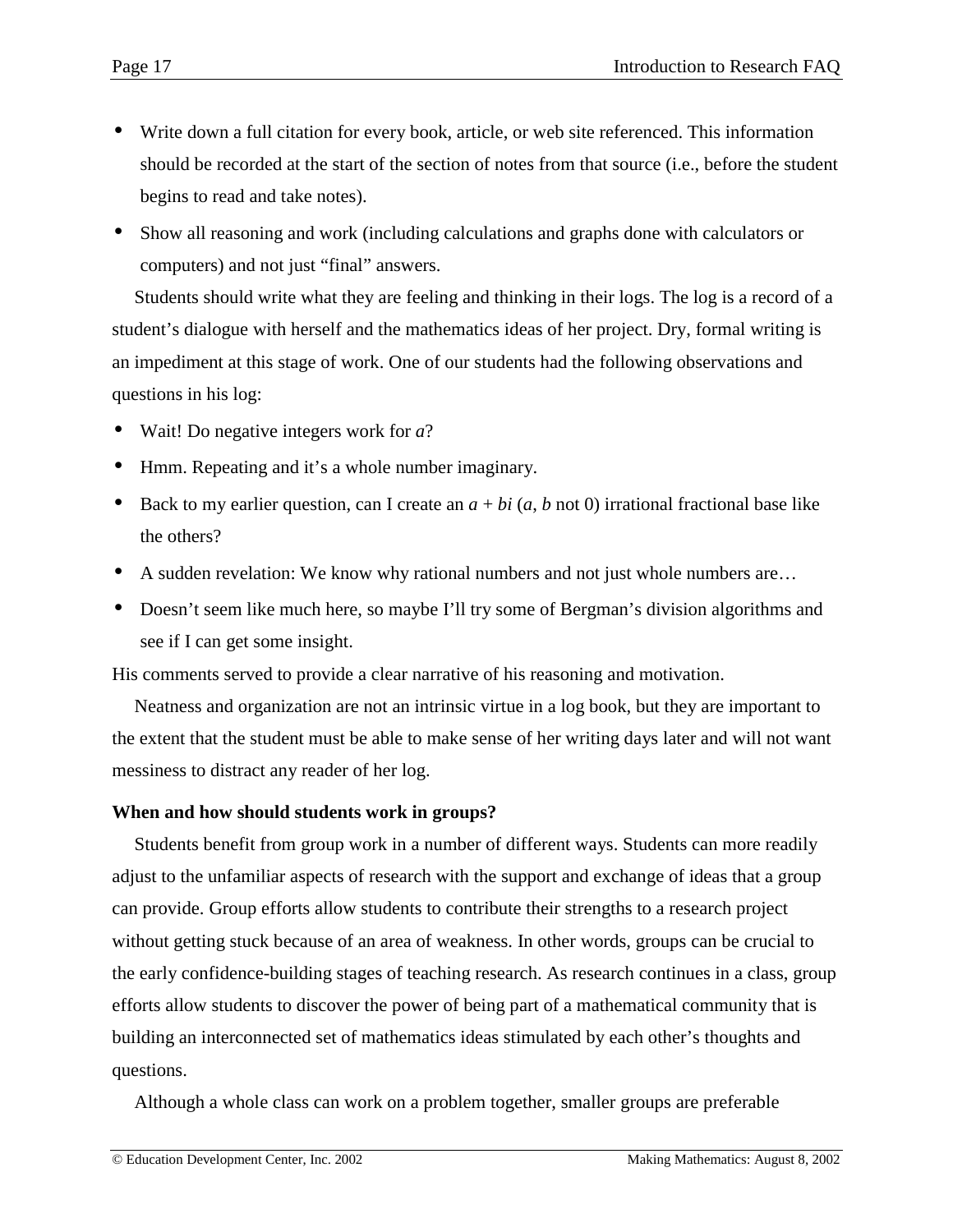- Write down a full citation for every book, article, or web site referenced. This information should be recorded at the start of the section of notes from that source (i.e., before the student begins to read and take notes).
- Show all reasoning and work (including calculations and graphs done with calculators or computers) and not just "final" answers.

Students should write what they are feeling and thinking in their logs. The log is a record of a student's dialogue with herself and the mathematics ideas of her project. Dry, formal writing is an impediment at this stage of work. One of our students had the following observations and questions in his log:

- Wait! Do negative integers work for $a$?
- Hmm. Repeating and it's a whole number imaginary.
- Back to my earlier question, can I create an $a + bi$ ($a$, $b$ not 0) irrational fractional base like the others?
- A sudden revelation: We know why rational numbers and not just whole numbers are…
- Doesn't seem like much here, so maybe I'll try some of Bergman's division algorithms and see if I can get some insight.

His comments served to provide a clear narrative of his reasoning and motivation.

Neatness and organization are not an intrinsic virtue in a log book, but they are important to the extent that the student must be able to make sense of her writing days later and will not want messiness to distract any reader of her log.

**When and how should students work in groups?**

Students benefit from group work in a number of different ways. Students can more readily adjust to the unfamiliar aspects of research with the support and exchange of ideas that a group can provide. Group efforts allow students to contribute their strengths to a research project without getting stuck because of an area of weakness. In other words, groups can be crucial to the early confidence-building stages of teaching research. As research continues in a class, group efforts allow students to discover the power of being part of a mathematical community that is building an interconnected set of mathematics ideas stimulated by each other's thoughts and questions.

Although a whole class can work on a problem together, smaller groups are preferable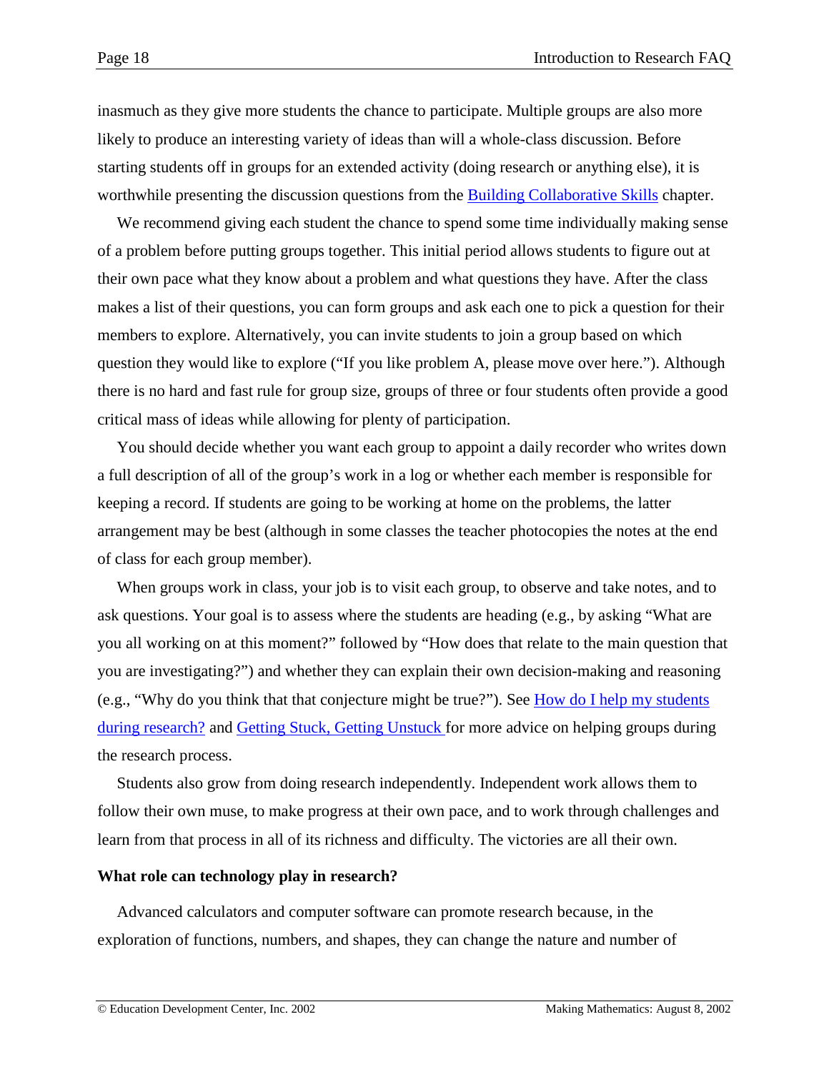inasmuch as they give more students the chance to participate. Multiple groups are also more likely to produce an interesting variety of ideas than will a whole-class discussion. Before starting students off in groups for an extended activity (doing research or anything else), it is worthwhile presenting the discussion questions from the Building Collaborative Skills chapter.

We recommend giving each student the chance to spend some time individually making sense of a problem before putting groups together. This initial period allows students to figure out at their own pace what they know about a problem and what questions they have. After the class makes a list of their questions, you can form groups and ask each one to pick a question for their members to explore. Alternatively, you can invite students to join a group based on which question they would like to explore ("If you like problem A, please move over here."). Although there is no hard and fast rule for group size, groups of three or four students often provide a good critical mass of ideas while allowing for plenty of participation.

You should decide whether you want each group to appoint a daily recorder who writes down a full description of all of the group's work in a log or whether each member is responsible for keeping a record. If students are going to be working at home on the problems, the latter arrangement may be best (although in some classes the teacher photocopies the notes at the end of class for each group member).

When groups work in class, your job is to visit each group, to observe and take notes, and to ask questions. Your goal is to assess where the students are heading (e.g., by asking "What are you all working on at this moment?" followed by "How does that relate to the main question that you are investigating?") and whether they can explain their own decision-making and reasoning (e.g., "Why do you think that that conjecture might be true?"). See How do I help my students during research? and Getting Stuck, Getting Unstuck for more advice on helping groups during the research process.

Students also grow from doing research independently. Independent work allows them to follow their own muse, to make progress at their own pace, and to work through challenges and learn from that process in all of its richness and difficulty. The victories are all their own.

**What role can technology play in research?**

Advanced calculators and computer software can promote research because, in the exploration of functions, numbers, and shapes, they can change the nature and number of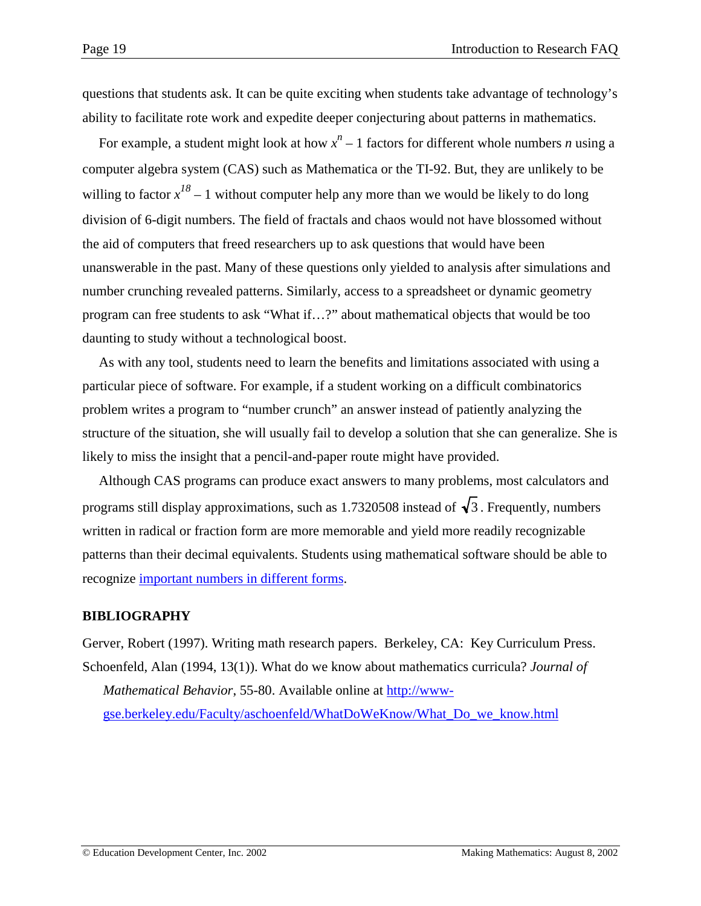questions that students ask. It can be quite exciting when students take advantage of technology's ability to facilitate rote work and expedite deeper conjecturing about patterns in mathematics.

For example, a student might look at how $x^n - 1$ factors for different whole numbers $n$ using a computer algebra system (CAS) such as Mathematica or the TI-92. But, they are unlikely to be willing to factor $x^{18} - 1$ without computer help any more than we would be likely to do long division of 6-digit numbers. The field of fractals and chaos would not have blossomed without the aid of computers that freed researchers up to ask questions that would have been unanswerable in the past. Many of these questions only yielded to analysis after simulations and number crunching revealed patterns. Similarly, access to a spreadsheet or dynamic geometry program can free students to ask "What if…?" about mathematical objects that would be too daunting to study without a technological boost.

As with any tool, students need to learn the benefits and limitations associated with using a particular piece of software. For example, if a student working on a difficult combinatorics problem writes a program to "number crunch" an answer instead of patiently analyzing the structure of the situation, she will usually fail to develop a solution that she can generalize. She is likely to miss the insight that a pencil-and-paper route might have provided.

Although CAS programs can produce exact answers to many problems, most calculators and programs still display approximations, such as 1.7320508 instead of $\sqrt{3}$. Frequently, numbers written in radical or fraction form are more memorable and yield more readily recognizable patterns than their decimal equivalents. Students using mathematical software should be able to recognize important numbers in different forms.

## BIBLIOGRAPHY

Gerver, Robert (1997). Writing math research papers. Berkeley, CA: Key Curriculum Press.

Schoenfeld, Alan (1994, 13(1)). What do we know about mathematics curricula? *Journal of Mathematical Behavior*, 55-80. Available online at http://www-gse.berkeley.edu/Faculty/aschoenfeld/WhatDoWeKnow/What_Do_we_know.html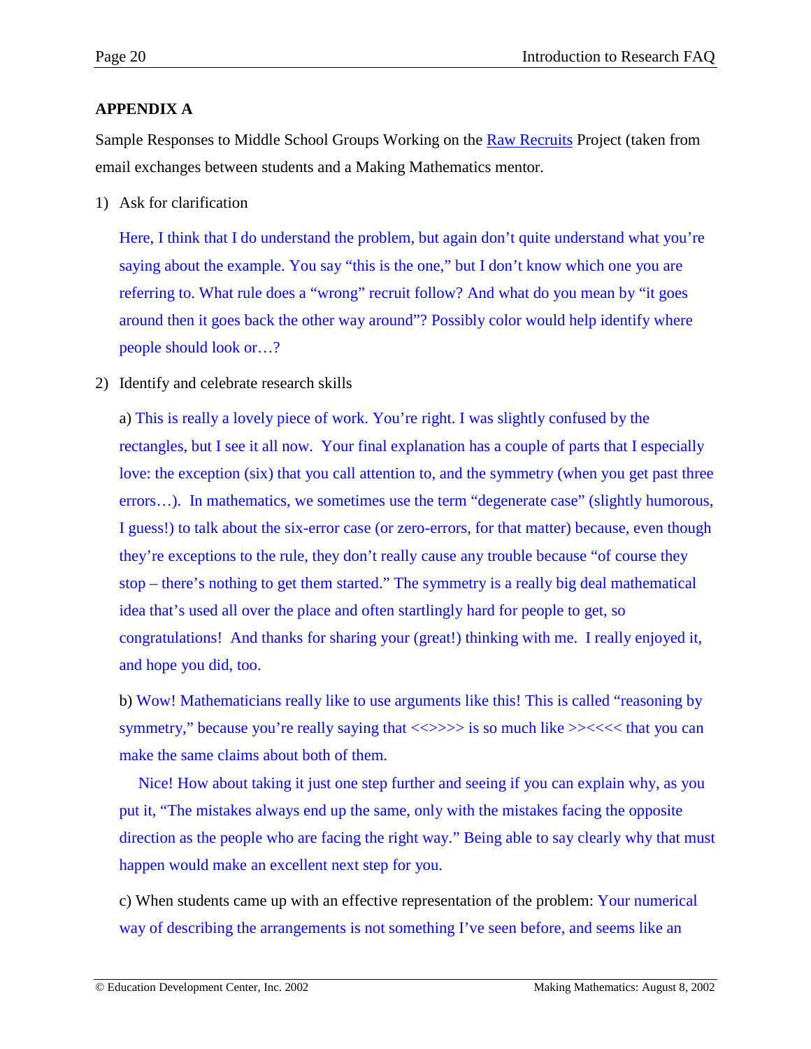## APPENDIX A

Sample Responses to Middle School Groups Working on the [Raw Recruits](Raw Recruits) Project (taken from email exchanges between students and a Making Mathematics mentor.

1) Ask for clarification

   Here, I think that I do understand the problem, but again don't quite understand what you're saying about the example. You say "this is the one," but I don't know which one you are referring to. What rule does a "wrong" recruit follow? And what do you mean by "it goes around then it goes back the other way around"? Possibly color would help identify where people should look or…?

2) Identify and celebrate research skills

   a) This is really a lovely piece of work. You're right. I was slightly confused by the rectangles, but I see it all now. Your final explanation has a couple of parts that I especially love: the exception (six) that you call attention to, and the symmetry (when you get past three errors…). In mathematics, we sometimes use the term "degenerate case" (slightly humorous, I guess!) to talk about the six-error case (or zero-errors, for that matter) because, even though they're exceptions to the rule, they don't really cause any trouble because "of course they stop – there's nothing to get them started." The symmetry is a really big deal mathematical idea that's used all over the place and often startlingly hard for people to get, so congratulations! And thanks for sharing your (great!) thinking with me. I really enjoyed it, and hope you did, too.

   b) Wow! Mathematicians really like to use arguments like this! This is called "reasoning by symmetry," because you're really saying that <<>>>> is so much like >><<<< that you can make the same claims about both of them.

   Nice! How about taking it just one step further and seeing if you can explain why, as you put it, "The mistakes always end up the same, only with the mistakes facing the opposite direction as the people who are facing the right way." Being able to say clearly why that must happen would make an excellent next step for you.

   c) When students came up with an effective representation of the problem: Your numerical way of describing the arrangements is not something I've seen before, and seems like an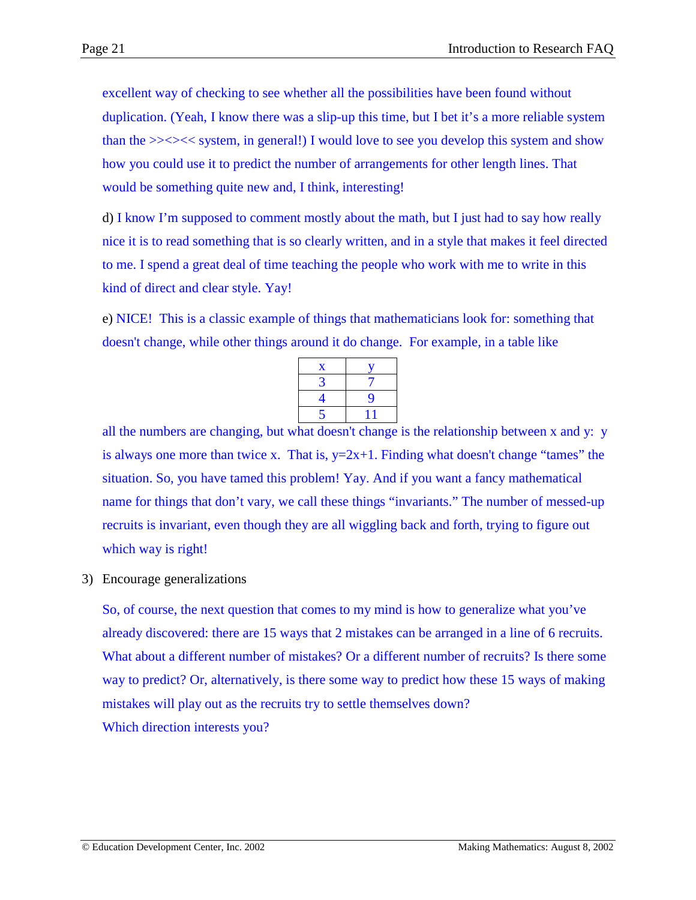excellent way of checking to see whether all the possibilities have been found without duplication. (Yeah, I know there was a slip-up this time, but I bet it's a more reliable system than the >><<< system, in general!) I would love to see you develop this system and show how you could use it to predict the number of arrangements for other length lines. That would be something quite new and, I think, interesting!

d) I know I'm supposed to comment mostly about the math, but I just had to say how really nice it is to read something that is so clearly written, and in a style that makes it feel directed to me. I spend a great deal of time teaching the people who work with me to write in this kind of direct and clear style. Yay!

e) NICE! This is a classic example of things that mathematicians look for: something that doesn't change, while other things around it do change. For example, in a table like

| x | y |
|---|---|
| 3 | 7 |
| 4 | 9 |
| 5 | 11 |

all the numbers are changing, but what doesn't change is the relationship between x and y: y is always one more than twice x. That is, $y=2x+1$. Finding what doesn't change "tames" the situation. So, you have tamed this problem! Yay. And if you want a fancy mathematical name for things that don't vary, we call these things "invariants." The number of messed-up recruits is invariant, even though they are all wiggling back and forth, trying to figure out which way is right!

3) Encourage generalizations

So, of course, the next question that comes to my mind is how to generalize what you've already discovered: there are 15 ways that 2 mistakes can be arranged in a line of 6 recruits. What about a different number of mistakes? Or a different number of recruits? Is there some way to predict? Or, alternatively, is there some way to predict how these 15 ways of making mistakes will play out as the recruits try to settle themselves down?
Which direction interests you?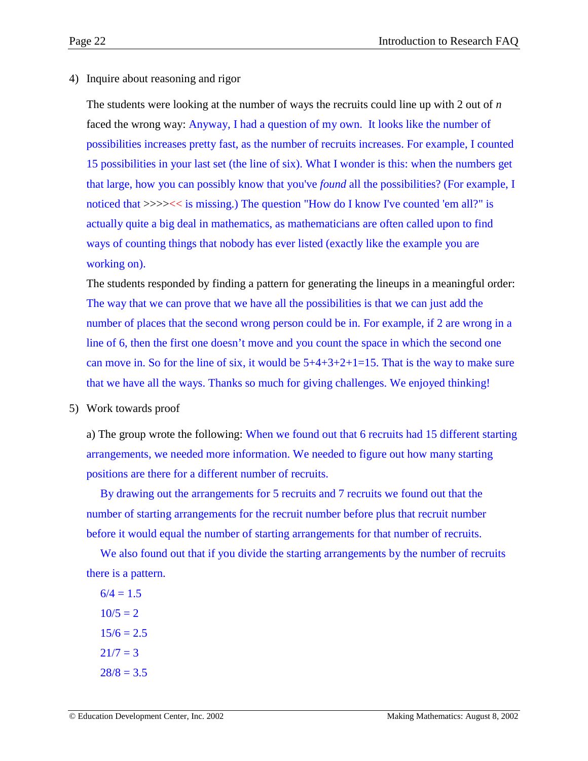4) Inquire about reasoning and rigor

The students were looking at the number of ways the recruits could line up with 2 out of *n* faced the wrong way: Anyway, I had a question of my own. It looks like the number of possibilities increases pretty fast, as the number of recruits increases. For example, I counted 15 possibilities in your last set (the line of six). What I wonder is this: when the numbers get that large, how you can possibly know that you've *found* all the possibilities? (For example, I noticed that >>>><< is missing.) The question "How do I know I've counted 'em all?" is actually quite a big deal in mathematics, as mathematicians are often called upon to find ways of counting things that nobody has ever listed (exactly like the example you are working on).

The students responded by finding a pattern for generating the lineups in a meaningful order: The way that we can prove that we have all the possibilities is that we can just add the number of places that the second wrong person could be in. For example, if 2 are wrong in a line of 6, then the first one doesn't move and you count the space in which the second one can move in. So for the line of six, it would be 5+4+3+2+1=15. That is the way to make sure that we have all the ways. Thanks so much for giving challenges. We enjoyed thinking!

5) Work towards proof

a) The group wrote the following: When we found out that 6 recruits had 15 different starting arrangements, we needed more information. We needed to figure out how many starting positions are there for a different number of recruits.

By drawing out the arrangements for 5 recruits and 7 recruits we found out that the number of starting arrangements for the recruit number before plus that recruit number before it would equal the number of starting arrangements for that number of recruits.

We also found out that if you divide the starting arrangements by the number of recruits there is a pattern.

6/4 = 1.5

10/5 = 2

15/6 = 2.5

21/7 = 3

28/8 = 3.5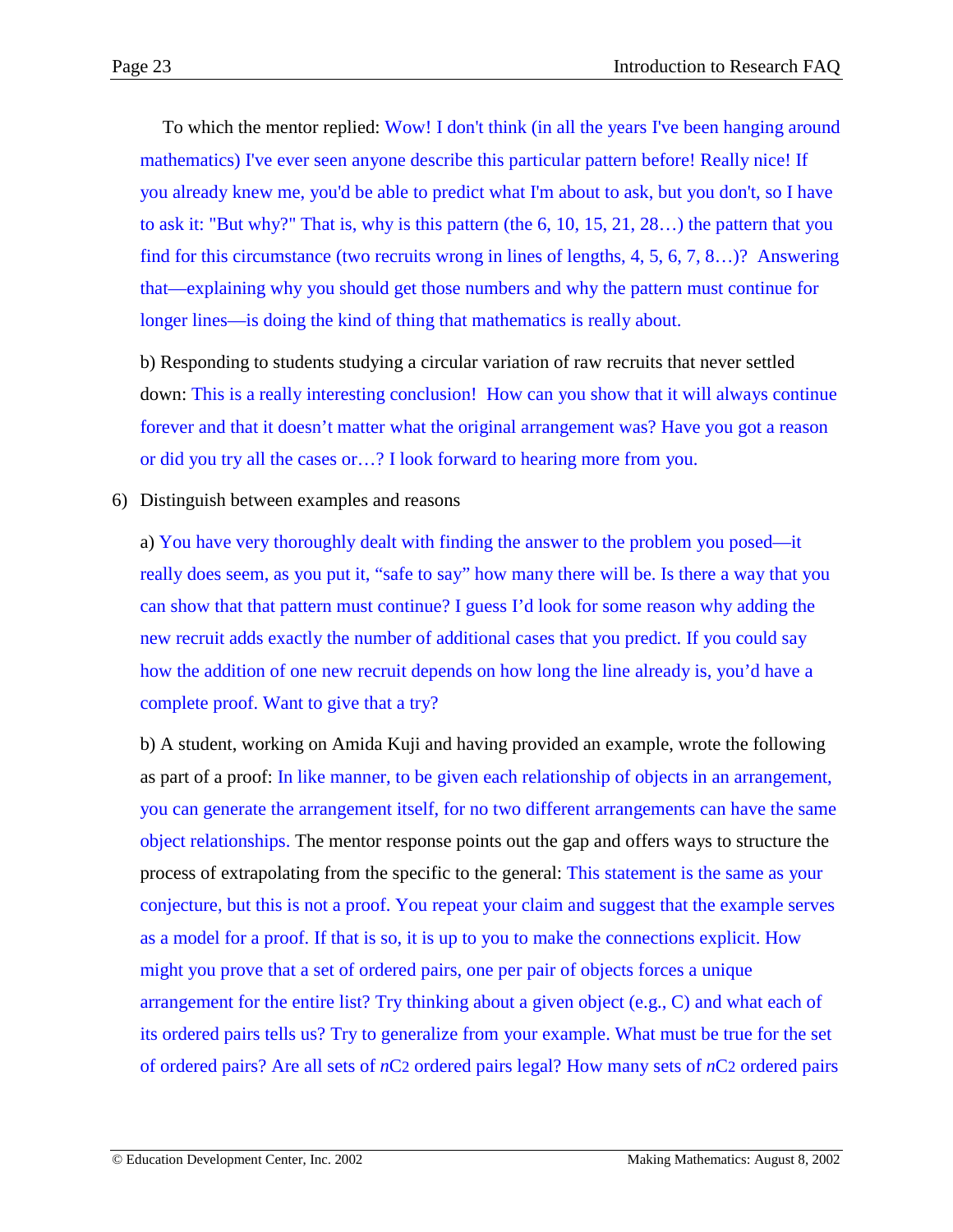To which the mentor replied: Wow! I don't think (in all the years I've been hanging around mathematics) I've ever seen anyone describe this particular pattern before! Really nice! If you already knew me, you'd be able to predict what I'm about to ask, but you don't, so I have to ask it: "But why?" That is, why is this pattern (the 6, 10, 15, 21, 28…) the pattern that you find for this circumstance (two recruits wrong in lines of lengths, 4, 5, 6, 7, 8…)? Answering that—explaining why you should get those numbers and why the pattern must continue for longer lines—is doing the kind of thing that mathematics is really about.

b) Responding to students studying a circular variation of raw recruits that never settled down: This is a really interesting conclusion! How can you show that it will always continue forever and that it doesn't matter what the original arrangement was? Have you got a reason or did you try all the cases or…? I look forward to hearing more from you.

6) Distinguish between examples and reasons

a) You have very thoroughly dealt with finding the answer to the problem you posed—it really does seem, as you put it, "safe to say" how many there will be. Is there a way that you can show that that pattern must continue? I guess I'd look for some reason why adding the new recruit adds exactly the number of additional cases that you predict. If you could say how the addition of one new recruit depends on how long the line already is, you'd have a complete proof. Want to give that a try?

b) A student, working on Amida Kuji and having provided an example, wrote the following as part of a proof: In like manner, to be given each relationship of objects in an arrangement, you can generate the arrangement itself, for no two different arrangements can have the same object relationships. The mentor response points out the gap and offers ways to structure the process of extrapolating from the specific to the general: This statement is the same as your conjecture, but this is not a proof. You repeat your claim and suggest that the example serves as a model for a proof. If that is so, it is up to you to make the connections explicit. How might you prove that a set of ordered pairs, one per pair of objects forces a unique arrangement for the entire list? Try thinking about a given object (e.g., C) and what each of its ordered pairs tells us? Try to generalize from your example. What must be true for the set of ordered pairs? Are all sets of $nC2$ ordered pairs legal? How many sets of $nC2$ ordered pairs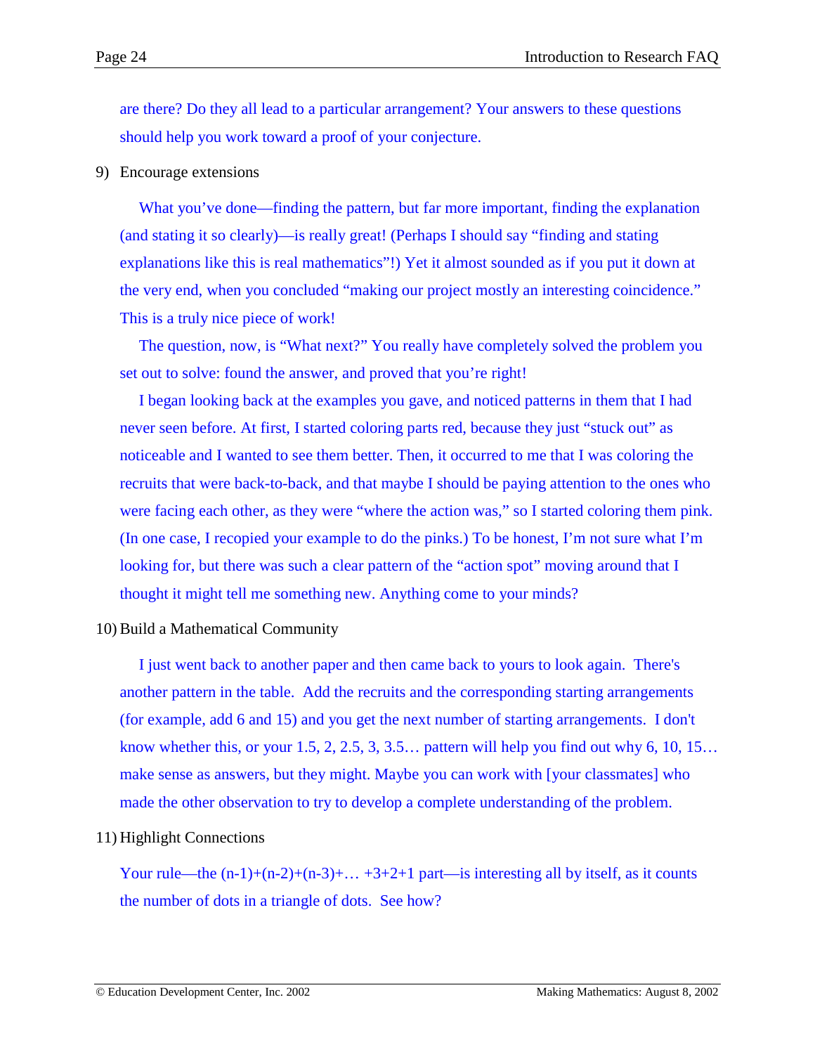are there? Do they all lead to a particular arrangement? Your answers to these questions should help you work toward a proof of your conjecture.

9) Encourage extensions

What you've done—finding the pattern, but far more important, finding the explanation (and stating it so clearly)—is really great! (Perhaps I should say "finding and stating explanations like this is real mathematics"!) Yet it almost sounded as if you put it down at the very end, when you concluded "making our project mostly an interesting coincidence." This is a truly nice piece of work!

The question, now, is "What next?" You really have completely solved the problem you set out to solve: found the answer, and proved that you're right!

I began looking back at the examples you gave, and noticed patterns in them that I had never seen before. At first, I started coloring parts red, because they just "stuck out" as noticeable and I wanted to see them better. Then, it occurred to me that I was coloring the recruits that were back-to-back, and that maybe I should be paying attention to the ones who were facing each other, as they were "where the action was," so I started coloring them pink. (In one case, I recopied your example to do the pinks.) To be honest, I'm not sure what I'm looking for, but there was such a clear pattern of the "action spot" moving around that I thought it might tell me something new. Anything come to your minds?

10) Build a Mathematical Community

I just went back to another paper and then came back to yours to look again. There's another pattern in the table. Add the recruits and the corresponding starting arrangements (for example, add 6 and 15) and you get the next number of starting arrangements. I don't know whether this, or your 1.5, 2, 2.5, 3, 3.5… pattern will help you find out why 6, 10, 15… make sense as answers, but they might. Maybe you can work with [your classmates] who made the other observation to try to develop a complete understanding of the problem.

11) Highlight Connections

Your rule—the $(n-1)+(n-2)+(n-3)+\ldots+3+2+1$ part—is interesting all by itself, as it counts the number of dots in a triangle of dots. See how?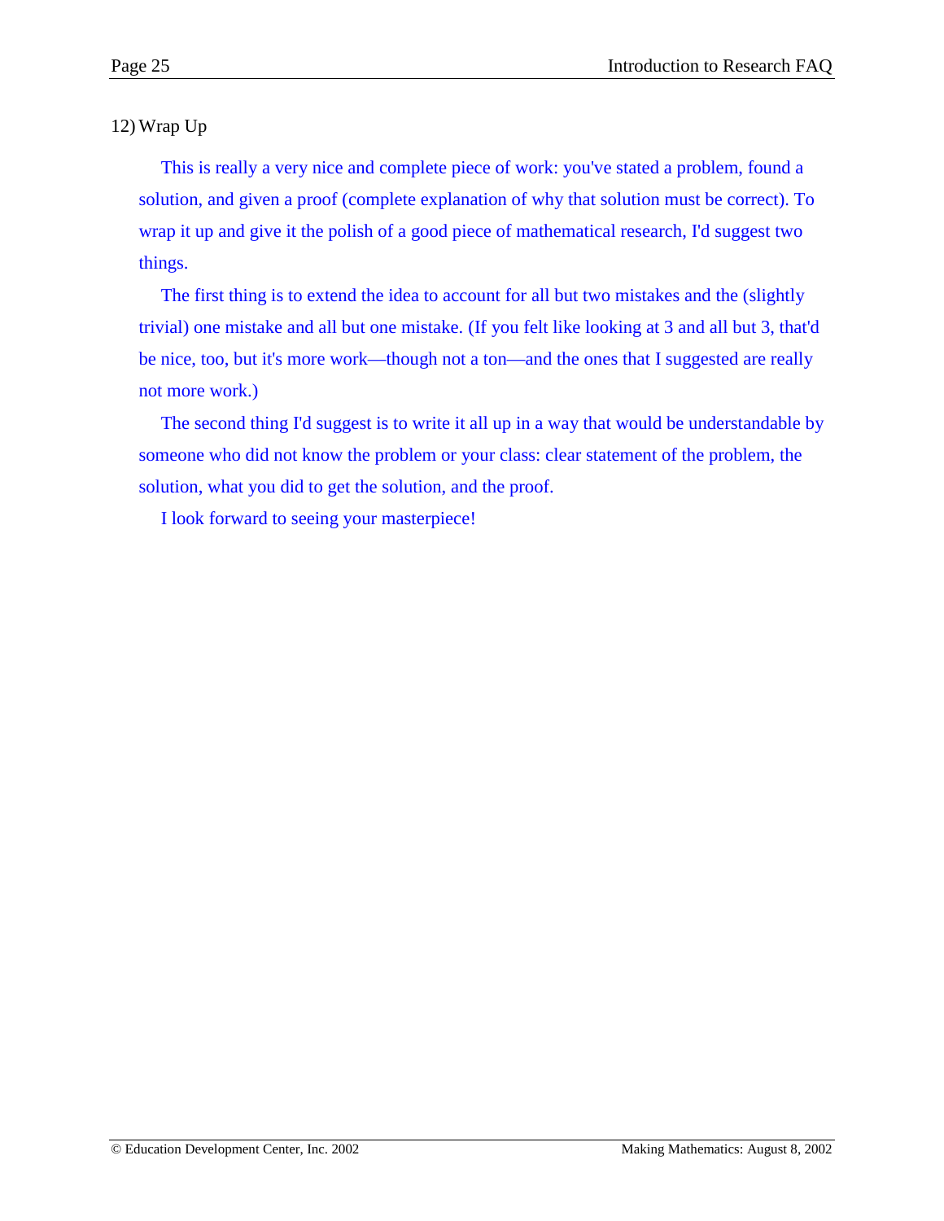12) Wrap Up

This is really a very nice and complete piece of work: you've stated a problem, found a solution, and given a proof (complete explanation of why that solution must be correct). To wrap it up and give it the polish of a good piece of mathematical research, I'd suggest two things.

The first thing is to extend the idea to account for all but two mistakes and the (slightly trivial) one mistake and all but one mistake. (If you felt like looking at 3 and all but 3, that'd be nice, too, but it's more work—though not a ton—and the ones that I suggested are really not more work.)

The second thing I'd suggest is to write it all up in a way that would be understandable by someone who did not know the problem or your class: clear statement of the problem, the solution, what you did to get the solution, and the proof.

I look forward to seeing your masterpiece!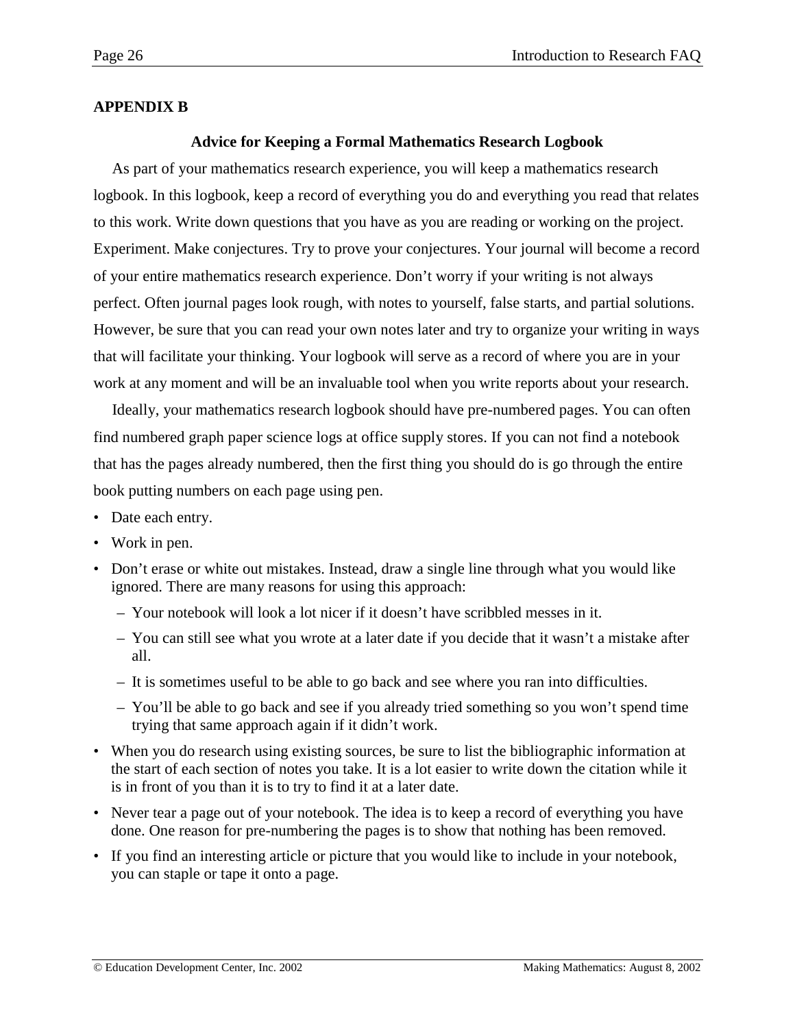## APPENDIX B

### Advice for Keeping a Formal Mathematics Research Logbook

As part of your mathematics research experience, you will keep a mathematics research logbook. In this logbook, keep a record of everything you do and everything you read that relates to this work. Write down questions that you have as you are reading or working on the project. Experiment. Make conjectures. Try to prove your conjectures. Your journal will become a record of your entire mathematics research experience. Don't worry if your writing is not always perfect. Often journal pages look rough, with notes to yourself, false starts, and partial solutions. However, be sure that you can read your own notes later and try to organize your writing in ways that will facilitate your thinking. Your logbook will serve as a record of where you are in your work at any moment and will be an invaluable tool when you write reports about your research.

Ideally, your mathematics research logbook should have pre-numbered pages. You can often find numbered graph paper science logs at office supply stores. If you can not find a notebook that has the pages already numbered, then the first thing you should do is go through the entire book putting numbers on each page using pen.

- Date each entry.
- Work in pen.
- Don't erase or white out mistakes. Instead, draw a single line through what you would like ignored. There are many reasons for using this approach:
  - Your notebook will look a lot nicer if it doesn't have scribbled messes in it.
  - You can still see what you wrote at a later date if you decide that it wasn't a mistake after all.
  - It is sometimes useful to be able to go back and see where you ran into difficulties.
  - You'll be able to go back and see if you already tried something so you won't spend time trying that same approach again if it didn't work.
- When you do research using existing sources, be sure to list the bibliographic information at the start of each section of notes you take. It is a lot easier to write down the citation while it is in front of you than it is to try to find it at a later date.
- Never tear a page out of your notebook. The idea is to keep a record of everything you have done. One reason for pre-numbering the pages is to show that nothing has been removed.
- If you find an interesting article or picture that you would like to include in your notebook, you can staple or tape it onto a page.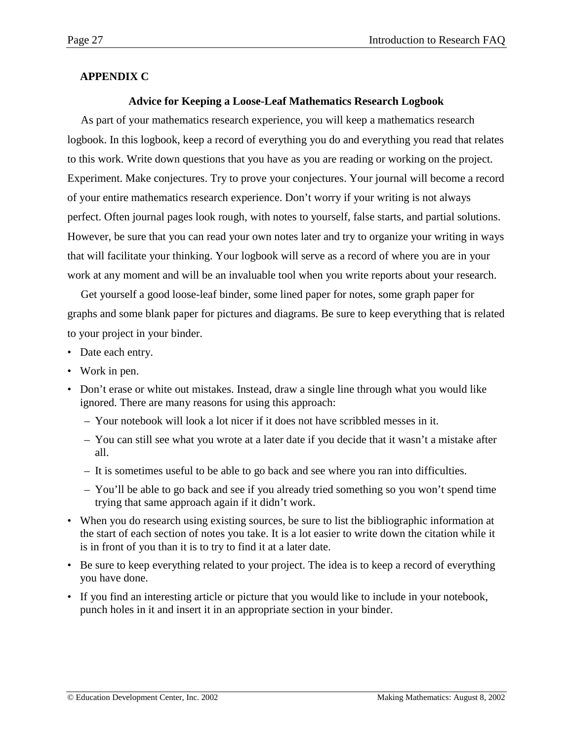## APPENDIX C

### Advice for Keeping a Loose-Leaf Mathematics Research Logbook

As part of your mathematics research experience, you will keep a mathematics research logbook. In this logbook, keep a record of everything you do and everything you read that relates to this work. Write down questions that you have as you are reading or working on the project. Experiment. Make conjectures. Try to prove your conjectures. Your journal will become a record of your entire mathematics research experience. Don't worry if your writing is not always perfect. Often journal pages look rough, with notes to yourself, false starts, and partial solutions. However, be sure that you can read your own notes later and try to organize your writing in ways that will facilitate your thinking. Your logbook will serve as a record of where you are in your work at any moment and will be an invaluable tool when you write reports about your research.

Get yourself a good loose-leaf binder, some lined paper for notes, some graph paper for graphs and some blank paper for pictures and diagrams. Be sure to keep everything that is related to your project in your binder.

- Date each entry.
- Work in pen.
- Don't erase or white out mistakes. Instead, draw a single line through what you would like ignored. There are many reasons for using this approach:
  - Your notebook will look a lot nicer if it does not have scribbled messes in it.
  - You can still see what you wrote at a later date if you decide that it wasn't a mistake after all.
  - It is sometimes useful to be able to go back and see where you ran into difficulties.
  - You'll be able to go back and see if you already tried something so you won't spend time trying that same approach again if it didn't work.
- When you do research using existing sources, be sure to list the bibliographic information at the start of each section of notes you take. It is a lot easier to write down the citation while it is in front of you than it is to try to find it at a later date.
- Be sure to keep everything related to your project. The idea is to keep a record of everything you have done.
- If you find an interesting article or picture that you would like to include in your notebook, punch holes in it and insert it in an appropriate section in your binder.